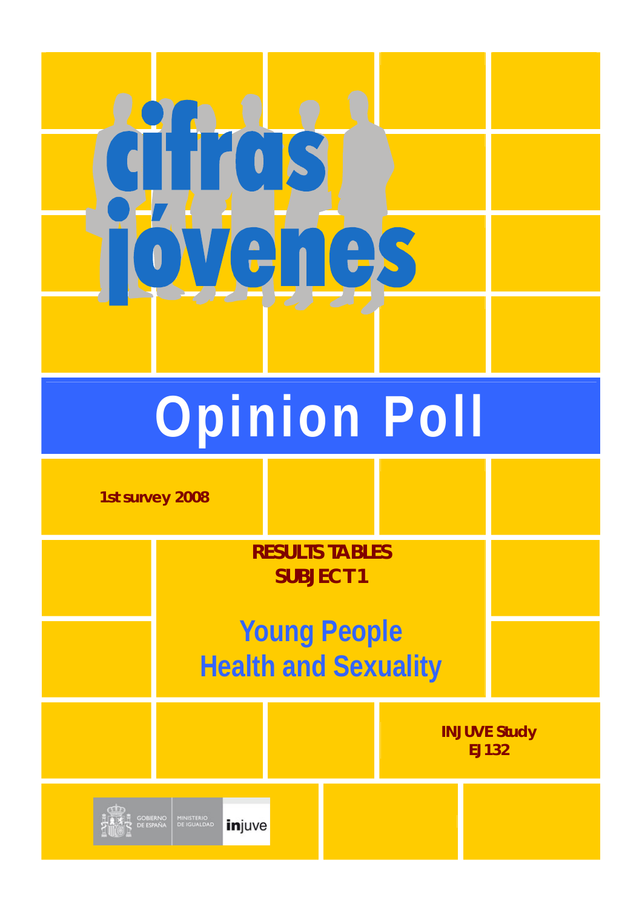# cifras jóvenes

# Opinion Poll

**1st survey 2008**

**RESULTS TABLES**
**SUBJECT 1**

## Young People
## Health and Sexuality

**INJUVE Study**
**EJ132**

GOBIERNO DE ESPAÑA MINISTERIO DE IGUALDAD injuve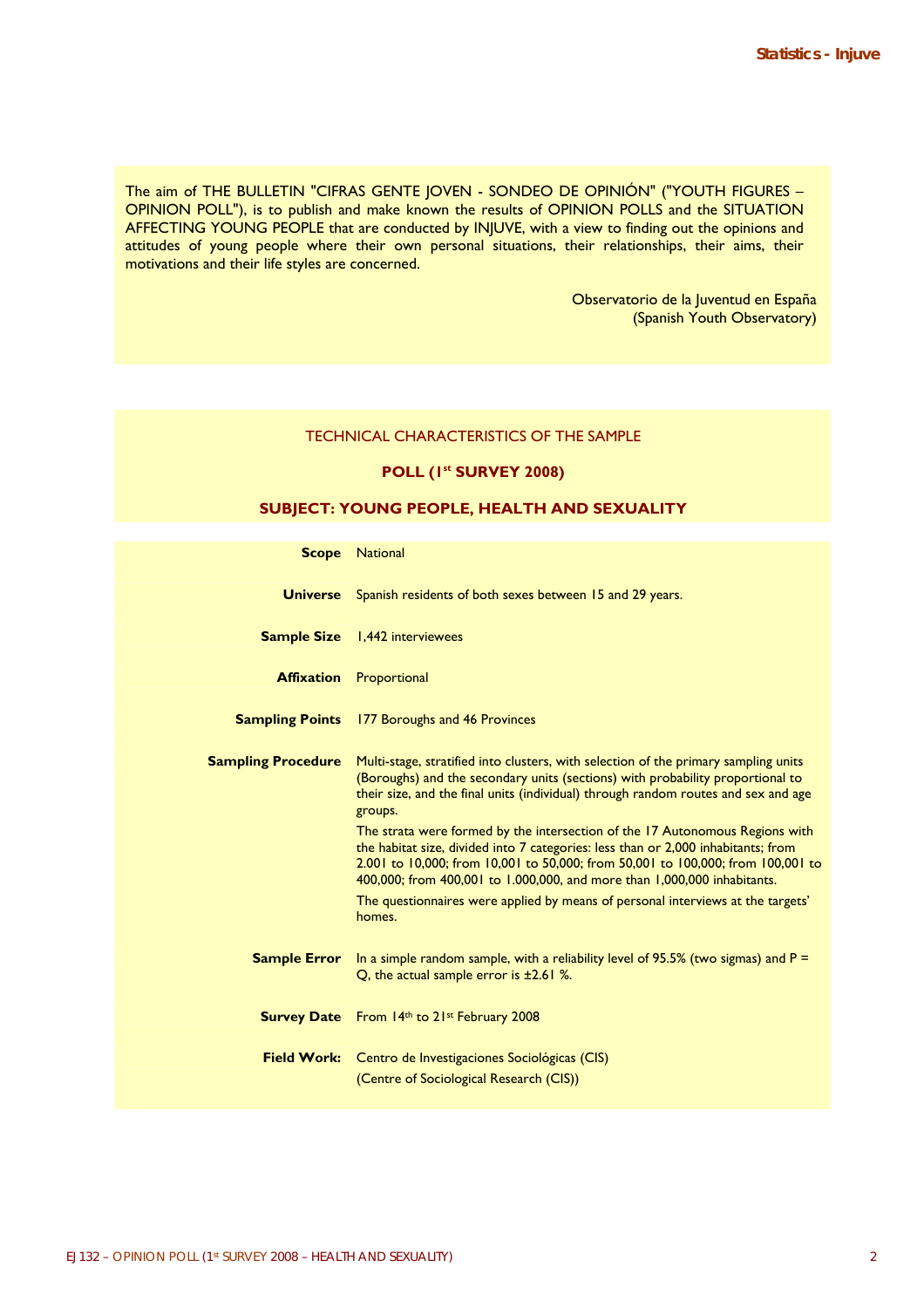The aim of THE BULLETIN "CIFRAS GENTE JOVEN - SONDEO DE OPINIÓN" ("YOUTH FIGURES – OPINION POLL"), is to publish and make known the results of OPINION POLLS and the SITUATION AFFECTING YOUNG PEOPLE that are conducted by INJUVE, with a view to finding out the opinions and attitudes of young people where their own personal situations, their relationships, their aims, their motivations and their life styles are concerned.

Observatorio de la Juventud en España
(Spanish Youth Observatory)

TECHNICAL CHARACTERISTICS OF THE SAMPLE

## POLL (1st SURVEY 2008)

## SUBJECT: YOUNG PEOPLE, HEALTH AND SEXUALITY

**Scope** National

**Universe** Spanish residents of both sexes between 15 and 29 years.

**Sample Size** 1,442 interviewees

**Affixation** Proportional

**Sampling Points** 177 Boroughs and 46 Provinces

**Sampling Procedure** Multi-stage, stratified into clusters, with selection of the primary sampling units (Boroughs) and the secondary units (sections) with probability proportional to their size, and the final units (individual) through random routes and sex and age groups.

The strata were formed by the intersection of the 17 Autonomous Regions with the habitat size, divided into 7 categories: less than or 2,000 inhabitants; from 2.001 to 10,000; from 10,001 to 50,000; from 50,001 to 100,000; from 100,001 to 400,000; from 400,001 to 1.000,000, and more than 1,000,000 inhabitants.

The questionnaires were applied by means of personal interviews at the targets' homes.

**Sample Error** In a simple random sample, with a reliability level of 95.5% (two sigmas) and P = Q, the actual sample error is ±2.61 %.

**Survey Date** From 14th to 21st February 2008

**Field Work:** Centro de Investigaciones Sociológicas (CIS)
(Centre of Sociological Research (CIS))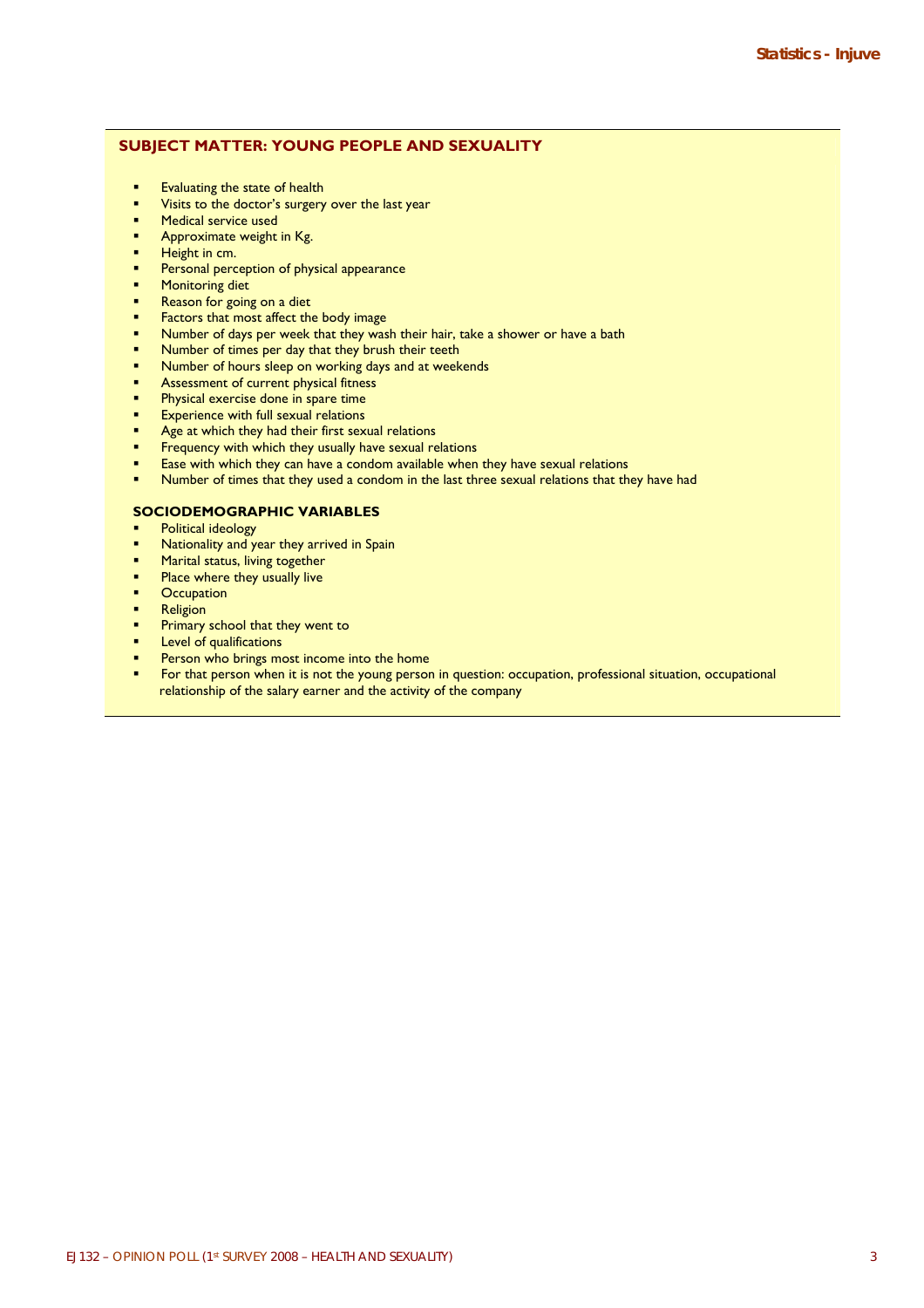## SUBJECT MATTER: YOUNG PEOPLE AND SEXUALITY

- Evaluating the state of health
- Visits to the doctor's surgery over the last year
- Medical service used
- Approximate weight in Kg.
- Height in cm.
- Personal perception of physical appearance
- Monitoring diet
- Reason for going on a diet
- Factors that most affect the body image
- Number of days per week that they wash their hair, take a shower or have a bath
- Number of times per day that they brush their teeth
- Number of hours sleep on working days and at weekends
- Assessment of current physical fitness
- Physical exercise done in spare time
- Experience with full sexual relations
- Age at which they had their first sexual relations
- Frequency with which they usually have sexual relations
- Ease with which they can have a condom available when they have sexual relations
- Number of times that they used a condom in the last three sexual relations that they have had

### SOCIODEMOGRAPHIC VARIABLES

- Political ideology
- Nationality and year they arrived in Spain
- Marital status, living together
- Place where they usually live
- Occupation
- Religion
- Primary school that they went to
- Level of qualifications
- Person who brings most income into the home
- For that person when it is not the young person in question: occupation, professional situation, occupational relationship of the salary earner and the activity of the company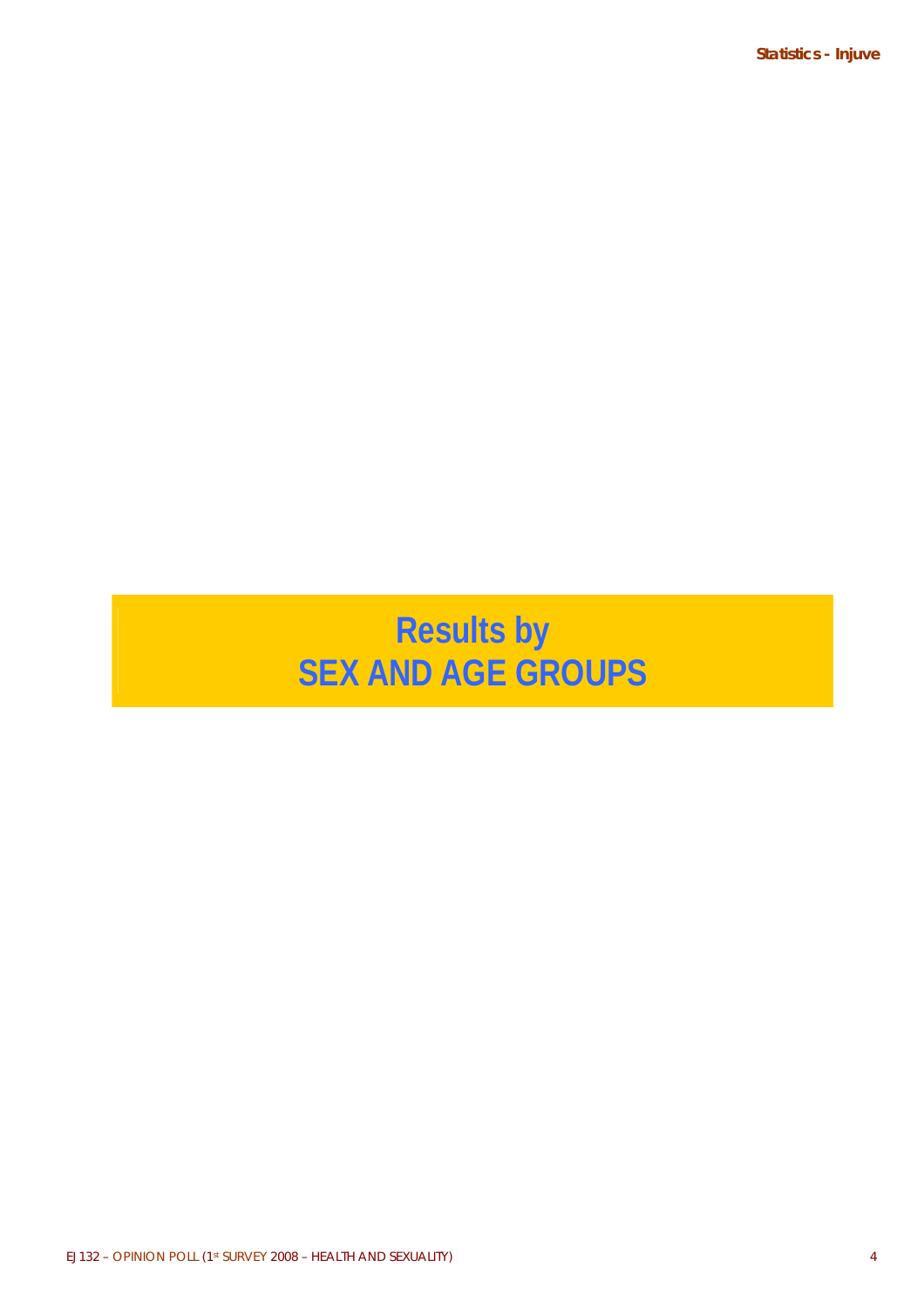# Results by SEX AND AGE GROUPS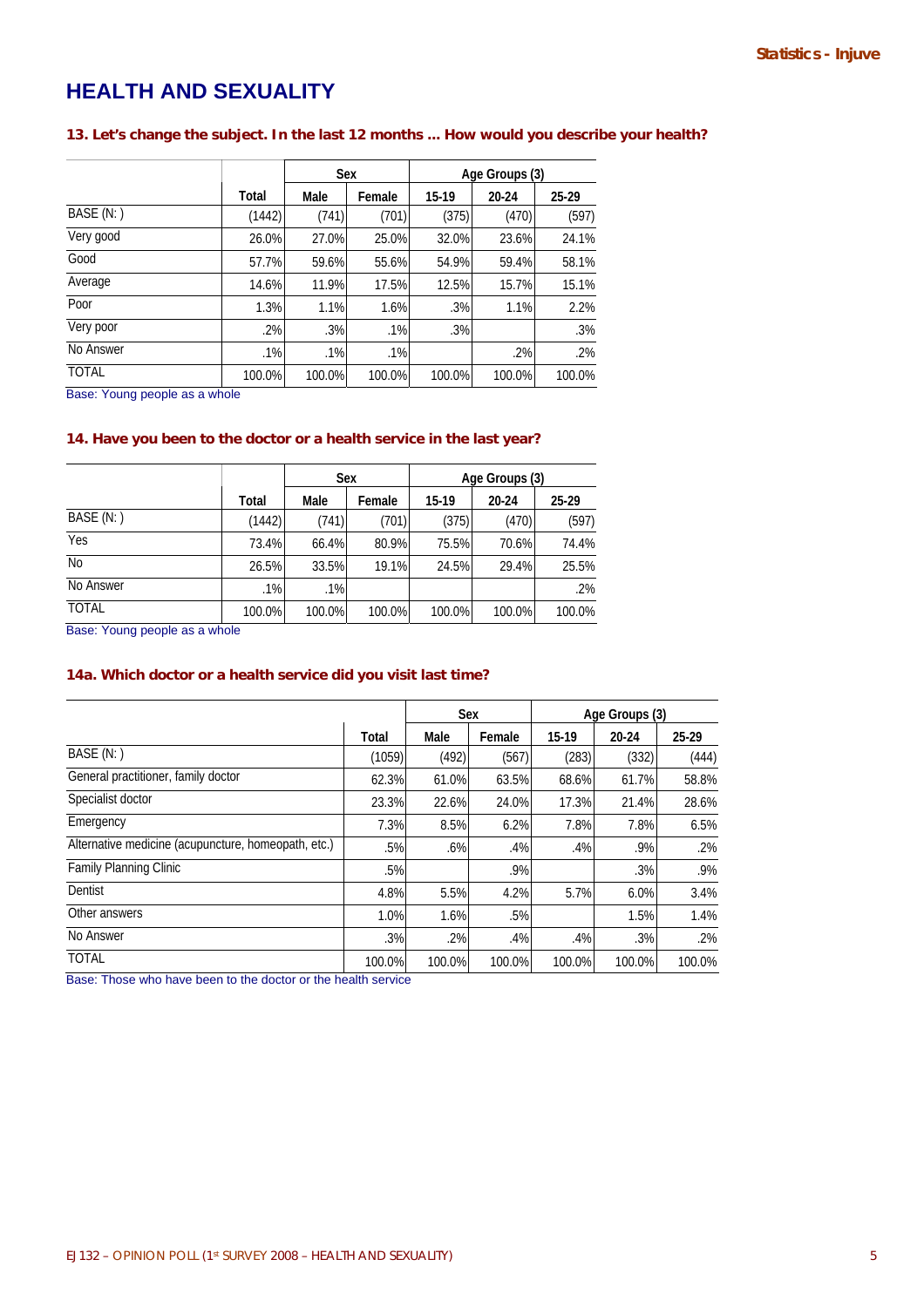## HEALTH AND SEXUALITY

### 13. Let's change the subject. In the last 12 months ... How would you describe your health?

| | Total | Sex | | Age Groups (3) | | |
|---|---|---|---|---|---|---|
| | | Male | Female | 15-19 | 20-24 | 25-29 |
| BASE (N: ) | (1442) | (741) | (701) | (375) | (470) | (597) |
| Very good | 26.0% | 27.0% | 25.0% | 32.0% | 23.6% | 24.1% |
| Good | 57.7% | 59.6% | 55.6% | 54.9% | 59.4% | 58.1% |
| Average | 14.6% | 11.9% | 17.5% | 12.5% | 15.7% | 15.1% |
| Poor | 1.3% | 1.1% | 1.6% | .3% | 1.1% | 2.2% |
| Very poor | .2% | .3% | .1% | .3% | | .3% |
| No Answer | .1% | .1% | .1% | | .2% | .2% |
| TOTAL | 100.0% | 100.0% | 100.0% | 100.0% | 100.0% | 100.0% |

Base: Young people as a whole

### 14. Have you been to the doctor or a health service in the last year?

| | Total | Sex | | Age Groups (3) | | |
|---|---|---|---|---|---|---|
| | | Male | Female | 15-19 | 20-24 | 25-29 |
| BASE (N: ) | (1442) | (741) | (701) | (375) | (470) | (597) |
| Yes | 73.4% | 66.4% | 80.9% | 75.5% | 70.6% | 74.4% |
| No | 26.5% | 33.5% | 19.1% | 24.5% | 29.4% | 25.5% |
| No Answer | .1% | .1% | | | | .2% |
| TOTAL | 100.0% | 100.0% | 100.0% | 100.0% | 100.0% | 100.0% |

Base: Young people as a whole

### 14a. Which doctor or a health service did you visit last time?

| | Total | Sex | | Age Groups (3) | | |
|---|---|---|---|---|---|---|
| | | Male | Female | 15-19 | 20-24 | 25-29 |
| BASE (N: ) | (1059) | (492) | (567) | (283) | (332) | (444) |
| General practitioner, family doctor | 62.3% | 61.0% | 63.5% | 68.6% | 61.7% | 58.8% |
| Specialist doctor | 23.3% | 22.6% | 24.0% | 17.3% | 21.4% | 28.6% |
| Emergency | 7.3% | 8.5% | 6.2% | 7.8% | 7.8% | 6.5% |
| Alternative medicine (acupuncture, homeopath, etc.) | .5% | .6% | .4% | .4% | .9% | .2% |
| Family Planning Clinic | .5% | | .9% | | .3% | .9% |
| Dentist | 4.8% | 5.5% | 4.2% | 5.7% | 6.0% | 3.4% |
| Other answers | 1.0% | 1.6% | .5% | | 1.5% | 1.4% |
| No Answer | .3% | .2% | .4% | .4% | .3% | .2% |
| TOTAL | 100.0% | 100.0% | 100.0% | 100.0% | 100.0% | 100.0% |

Base: Those who have been to the doctor or the health service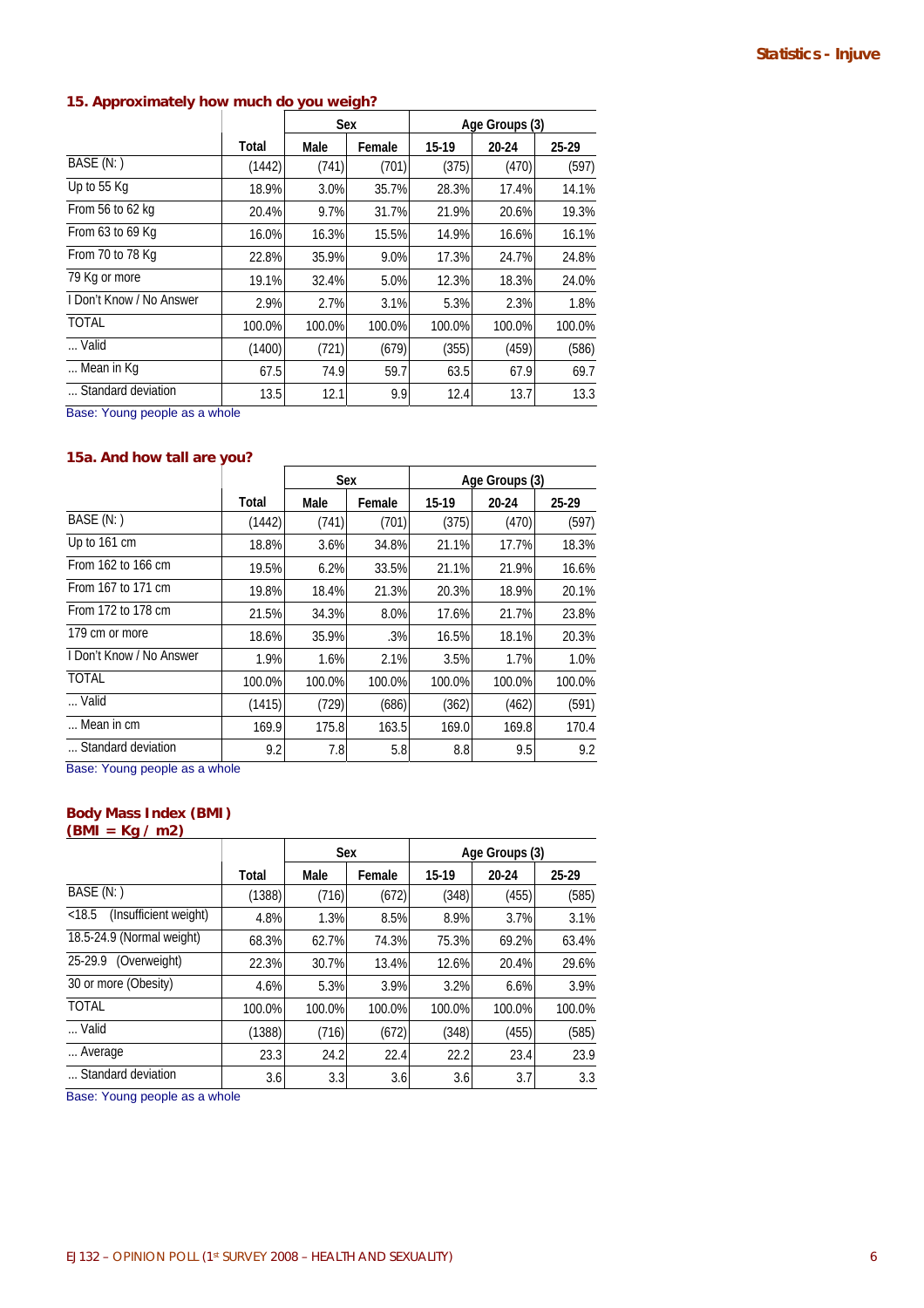### 15. Approximately how much do you weigh?

| | Total | Sex | | Age Groups (3) | | |
|---|---|---|---|---|---|---|
| | | Male | Female | 15-19 | 20-24 | 25-29 |
| BASE (N: ) | (1442) | (741) | (701) | (375) | (470) | (597) |
| Up to 55 Kg | 18.9% | 3.0% | 35.7% | 28.3% | 17.4% | 14.1% |
| From 56 to 62 kg | 20.4% | 9.7% | 31.7% | 21.9% | 20.6% | 19.3% |
| From 63 to 69 Kg | 16.0% | 16.3% | 15.5% | 14.9% | 16.6% | 16.1% |
| From 70 to 78 Kg | 22.8% | 35.9% | 9.0% | 17.3% | 24.7% | 24.8% |
| 79 Kg or more | 19.1% | 32.4% | 5.0% | 12.3% | 18.3% | 24.0% |
| I Don't Know / No Answer | 2.9% | 2.7% | 3.1% | 5.3% | 2.3% | 1.8% |
| TOTAL | 100.0% | 100.0% | 100.0% | 100.0% | 100.0% | 100.0% |
| ... Valid | (1400) | (721) | (679) | (355) | (459) | (586) |
| ... Mean in Kg | 67.5 | 74.9 | 59.7 | 63.5 | 67.9 | 69.7 |
| ... Standard deviation | 13.5 | 12.1 | 9.9 | 12.4 | 13.7 | 13.3 |

Base: Young people as a whole

### 15a. And how tall are you?

| | Total | Sex | | Age Groups (3) | | |
|---|---|---|---|---|---|---|
| | | Male | Female | 15-19 | 20-24 | 25-29 |
| BASE (N: ) | (1442) | (741) | (701) | (375) | (470) | (597) |
| Up to 161 cm | 18.8% | 3.6% | 34.8% | 21.1% | 17.7% | 18.3% |
| From 162 to 166 cm | 19.5% | 6.2% | 33.5% | 21.1% | 21.9% | 16.6% |
| From 167 to 171 cm | 19.8% | 18.4% | 21.3% | 20.3% | 18.9% | 20.1% |
| From 172 to 178 cm | 21.5% | 34.3% | 8.0% | 17.6% | 21.7% | 23.8% |
| 179 cm or more | 18.6% | 35.9% | .3% | 16.5% | 18.1% | 20.3% |
| I Don't Know / No Answer | 1.9% | 1.6% | 2.1% | 3.5% | 1.7% | 1.0% |
| TOTAL | 100.0% | 100.0% | 100.0% | 100.0% | 100.0% | 100.0% |
| ... Valid | (1415) | (729) | (686) | (362) | (462) | (591) |
| ... Mean in cm | 169.9 | 175.8 | 163.5 | 169.0 | 169.8 | 170.4 |
| ... Standard deviation | 9.2 | 7.8 | 5.8 | 8.8 | 9.5 | 9.2 |

Base: Young people as a whole

### Body Mass Index (BMI) (BMI = Kg / m2)

| | Total | Sex | | Age Groups (3) | | |
|---|---|---|---|---|---|---|
| | | Male | Female | 15-19 | 20-24 | 25-29 |
| BASE (N: ) | (1388) | (716) | (672) | (348) | (455) | (585) |
| <18.5 (Insufficient weight) | 4.8% | 1.3% | 8.5% | 8.9% | 3.7% | 3.1% |
| 18.5-24.9 (Normal weight) | 68.3% | 62.7% | 74.3% | 75.3% | 69.2% | 63.4% |
| 25-29.9 (Overweight) | 22.3% | 30.7% | 13.4% | 12.6% | 20.4% | 29.6% |
| 30 or more (Obesity) | 4.6% | 5.3% | 3.9% | 3.2% | 6.6% | 3.9% |
| TOTAL | 100.0% | 100.0% | 100.0% | 100.0% | 100.0% | 100.0% |
| ... Valid | (1388) | (716) | (672) | (348) | (455) | (585) |
| ... Average | 23.3 | 24.2 | 22.4 | 22.2 | 23.4 | 23.9 |
| ... Standard deviation | 3.6 | 3.3 | 3.6 | 3.6 | 3.7 | 3.3 |

Base: Young people as a whole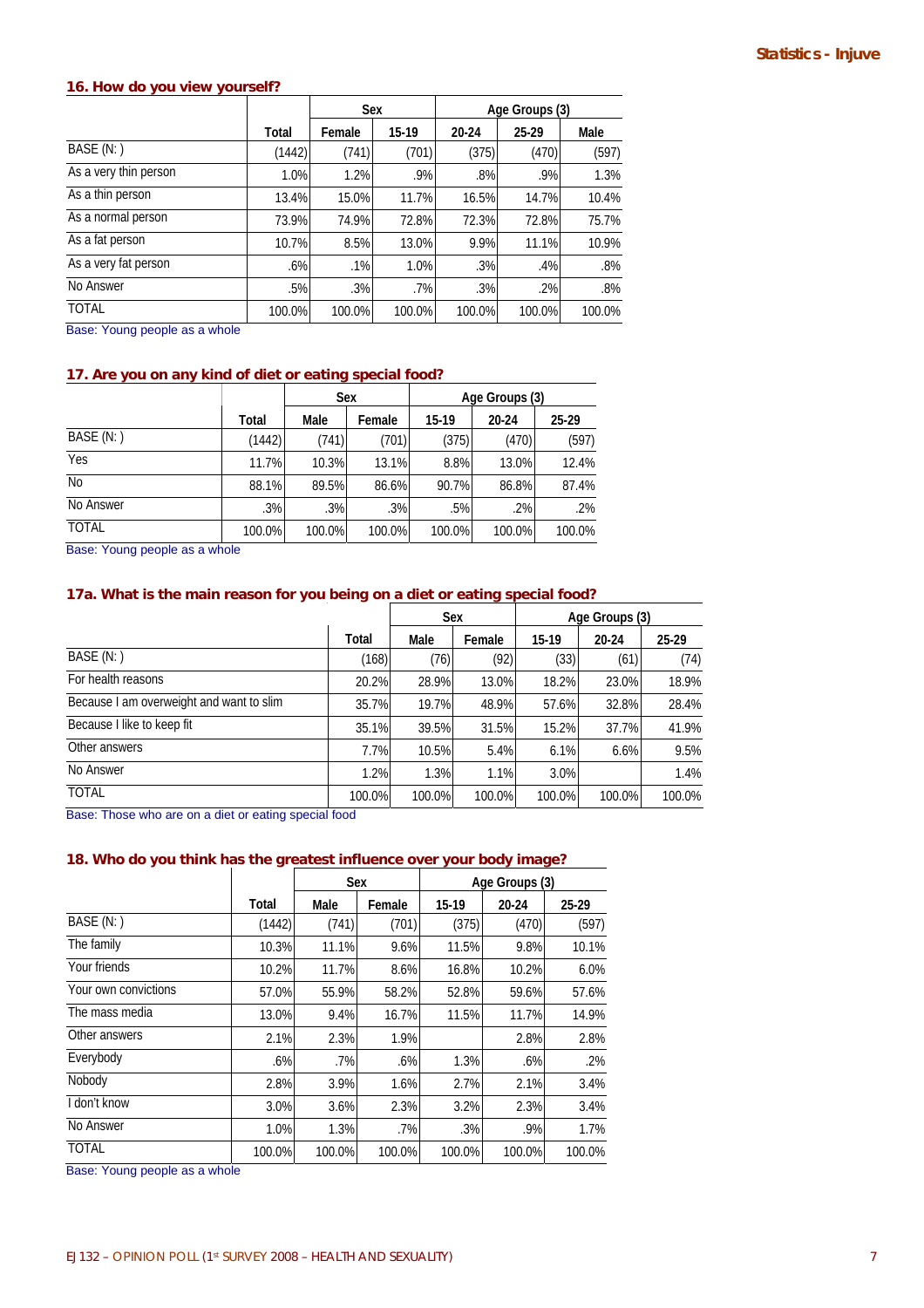### 16. How do you view yourself?

| | Total | Sex | | Age Groups (3) | | |
|---|---|---|---|---|---|---|
| | | Female | 15-19 | 20-24 | 25-29 | Male |
| BASE (N: ) | (1442) | (741) | (701) | (375) | (470) | (597) |
| As a very thin person | 1.0% | 1.2% | .9% | .8% | .9% | 1.3% |
| As a thin person | 13.4% | 15.0% | 11.7% | 16.5% | 14.7% | 10.4% |
| As a normal person | 73.9% | 74.9% | 72.8% | 72.3% | 72.8% | 75.7% |
| As a fat person | 10.7% | 8.5% | 13.0% | 9.9% | 11.1% | 10.9% |
| As a very fat person | .6% | .1% | 1.0% | .3% | .4% | .8% |
| No Answer | .5% | .3% | .7% | .3% | .2% | .8% |
| TOTAL | 100.0% | 100.0% | 100.0% | 100.0% | 100.0% | 100.0% |

Base: Young people as a whole

### 17. Are you on any kind of diet or eating special food?

| | Total | Sex | | Age Groups (3) | | |
|---|---|---|---|---|---|---|
| | | Male | Female | 15-19 | 20-24 | 25-29 |
| BASE (N: ) | (1442) | (741) | (701) | (375) | (470) | (597) |
| Yes | 11.7% | 10.3% | 13.1% | 8.8% | 13.0% | 12.4% |
| No | 88.1% | 89.5% | 86.6% | 90.7% | 86.8% | 87.4% |
| No Answer | .3% | .3% | .3% | .5% | .2% | .2% |
| TOTAL | 100.0% | 100.0% | 100.0% | 100.0% | 100.0% | 100.0% |

Base: Young people as a whole

### 17a. What is the main reason for you being on a diet or eating special food?

| | Total | Sex | | Age Groups (3) | | |
|---|---|---|---|---|---|---|
| | | Male | Female | 15-19 | 20-24 | 25-29 |
| BASE (N: ) | (168) | (76) | (92) | (33) | (61) | (74) |
| For health reasons | 20.2% | 28.9% | 13.0% | 18.2% | 23.0% | 18.9% |
| Because I am overweight and want to slim | 35.7% | 19.7% | 48.9% | 57.6% | 32.8% | 28.4% |
| Because I like to keep fit | 35.1% | 39.5% | 31.5% | 15.2% | 37.7% | 41.9% |
| Other answers | 7.7% | 10.5% | 5.4% | 6.1% | 6.6% | 9.5% |
| No Answer | 1.2% | 1.3% | 1.1% | 3.0% | | 1.4% |
| TOTAL | 100.0% | 100.0% | 100.0% | 100.0% | 100.0% | 100.0% |

Base: Those who are on a diet or eating special food

### 18. Who do you think has the greatest influence over your body image?

| | Total | Sex | | Age Groups (3) | | |
|---|---|---|---|---|---|---|
| | | Male | Female | 15-19 | 20-24 | 25-29 |
| BASE (N: ) | (1442) | (741) | (701) | (375) | (470) | (597) |
| The family | 10.3% | 11.1% | 9.6% | 11.5% | 9.8% | 10.1% |
| Your friends | 10.2% | 11.7% | 8.6% | 16.8% | 10.2% | 6.0% |
| Your own convictions | 57.0% | 55.9% | 58.2% | 52.8% | 59.6% | 57.6% |
| The mass media | 13.0% | 9.4% | 16.7% | 11.5% | 11.7% | 14.9% |
| Other answers | 2.1% | 2.3% | 1.9% | | 2.8% | 2.8% |
| Everybody | .6% | .7% | .6% | 1.3% | .6% | .2% |
| Nobody | 2.8% | 3.9% | 1.6% | 2.7% | 2.1% | 3.4% |
| I don't know | 3.0% | 3.6% | 2.3% | 3.2% | 2.3% | 3.4% |
| No Answer | 1.0% | 1.3% | .7% | .3% | .9% | 1.7% |
| TOTAL | 100.0% | 100.0% | 100.0% | 100.0% | 100.0% | 100.0% |

Base: Young people as a whole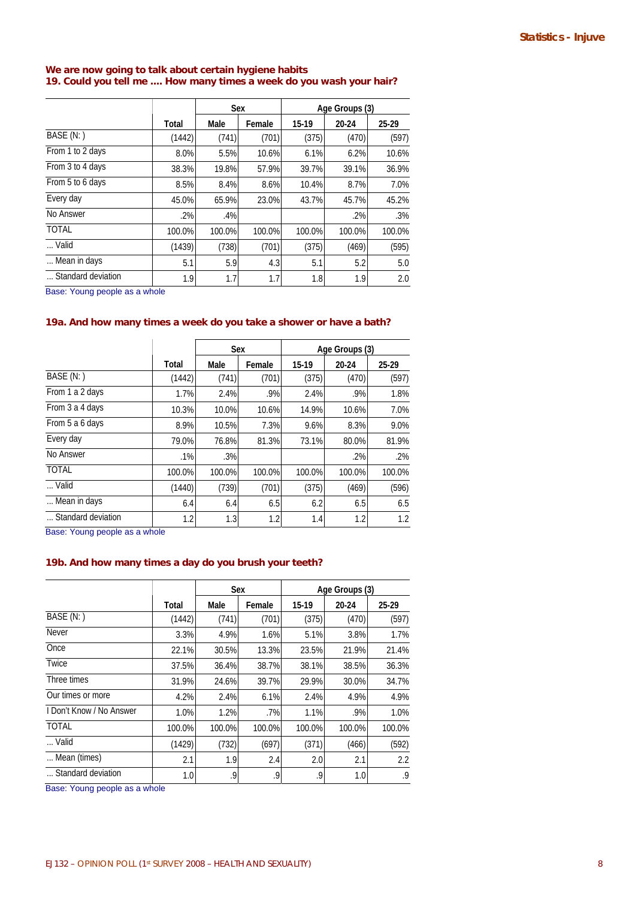**We are now going to talk about certain hygiene habits**
**19. Could you tell me .... How many times a week do you wash your hair?**

| | Total | Sex | | Age Groups (3) | | |
|---|---|---|---|---|---|---|
| | | Male | Female | 15-19 | 20-24 | 25-29 |
| BASE (N: ) | (1442) | (741) | (701) | (375) | (470) | (597) |
| From 1 to 2 days | 8.0% | 5.5% | 10.6% | 6.1% | 6.2% | 10.6% |
| From 3 to 4 days | 38.3% | 19.8% | 57.9% | 39.7% | 39.1% | 36.9% |
| From 5 to 6 days | 8.5% | 8.4% | 8.6% | 10.4% | 8.7% | 7.0% |
| Every day | 45.0% | 65.9% | 23.0% | 43.7% | 45.7% | 45.2% |
| No Answer | .2% | .4% | | | .2% | .3% |
| TOTAL | 100.0% | 100.0% | 100.0% | 100.0% | 100.0% | 100.0% |
| ... Valid | (1439) | (738) | (701) | (375) | (469) | (595) |
| ... Mean in days | 5.1 | 5.9 | 4.3 | 5.1 | 5.2 | 5.0 |
| ... Standard deviation | 1.9 | 1.7 | 1.7 | 1.8 | 1.9 | 2.0 |

Base: Young people as a whole

**19a. And how many times a week do you take a shower or have a bath?**

| | Total | Sex | | Age Groups (3) | | |
|---|---|---|---|---|---|---|
| | | Male | Female | 15-19 | 20-24 | 25-29 |
| BASE (N: ) | (1442) | (741) | (701) | (375) | (470) | (597) |
| From 1 a 2 days | 1.7% | 2.4% | .9% | 2.4% | .9% | 1.8% |
| From 3 a 4 days | 10.3% | 10.0% | 10.6% | 14.9% | 10.6% | 7.0% |
| From 5 a 6 days | 8.9% | 10.5% | 7.3% | 9.6% | 8.3% | 9.0% |
| Every day | 79.0% | 76.8% | 81.3% | 73.1% | 80.0% | 81.9% |
| No Answer | .1% | .3% | | | .2% | .2% |
| TOTAL | 100.0% | 100.0% | 100.0% | 100.0% | 100.0% | 100.0% |
| ... Valid | (1440) | (739) | (701) | (375) | (469) | (596) |
| ... Mean in days | 6.4 | 6.4 | 6.5 | 6.2 | 6.5 | 6.5 |
| ... Standard deviation | 1.2 | 1.3 | 1.2 | 1.4 | 1.2 | 1.2 |

Base: Young people as a whole

**19b. And how many times a day do you brush your teeth?**

| | Total | Sex | | Age Groups (3) | | |
|---|---|---|---|---|---|---|
| | | Male | Female | 15-19 | 20-24 | 25-29 |
| BASE (N: ) | (1442) | (741) | (701) | (375) | (470) | (597) |
| Never | 3.3% | 4.9% | 1.6% | 5.1% | 3.8% | 1.7% |
| Once | 22.1% | 30.5% | 13.3% | 23.5% | 21.9% | 21.4% |
| Twice | 37.5% | 36.4% | 38.7% | 38.1% | 38.5% | 36.3% |
| Three times | 31.9% | 24.6% | 39.7% | 29.9% | 30.0% | 34.7% |
| Our times or more | 4.2% | 2.4% | 6.1% | 2.4% | 4.9% | 4.9% |
| I Don't Know / No Answer | 1.0% | 1.2% | .7% | 1.1% | .9% | 1.0% |
| TOTAL | 100.0% | 100.0% | 100.0% | 100.0% | 100.0% | 100.0% |
| ... Valid | (1429) | (732) | (697) | (371) | (466) | (592) |
| ... Mean (times) | 2.1 | 1.9 | 2.4 | 2.0 | 2.1 | 2.2 |
| ... Standard deviation | 1.0 | .9 | .9 | .9 | 1.0 | .9 |

Base: Young people as a whole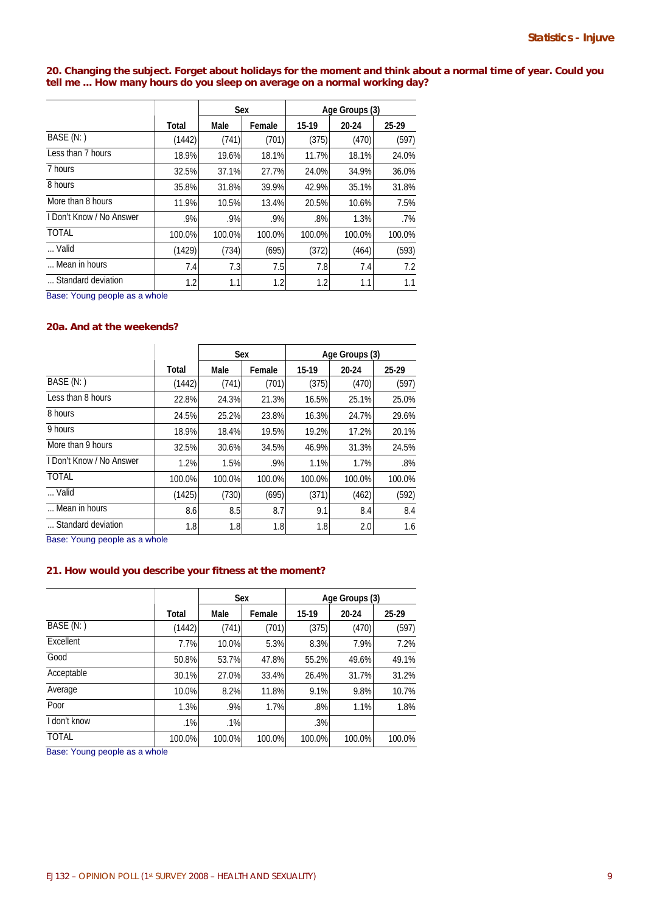**20. Changing the subject. Forget about holidays for the moment and think about a normal time of year. Could you tell me ... How many hours do you sleep on average on a normal working day?**

| | | Sex | | Age Groups (3) | | |
|---|---|---|---|---|---|---|
| | Total | Male | Female | 15-19 | 20-24 | 25-29 |
| BASE (N: ) | (1442) | (741) | (701) | (375) | (470) | (597) |
| Less than 7 hours | 18.9% | 19.6% | 18.1% | 11.7% | 18.1% | 24.0% |
| 7 hours | 32.5% | 37.1% | 27.7% | 24.0% | 34.9% | 36.0% |
| 8 hours | 35.8% | 31.8% | 39.9% | 42.9% | 35.1% | 31.8% |
| More than 8 hours | 11.9% | 10.5% | 13.4% | 20.5% | 10.6% | 7.5% |
| I Don't Know / No Answer | .9% | .9% | .9% | .8% | 1.3% | .7% |
| TOTAL | 100.0% | 100.0% | 100.0% | 100.0% | 100.0% | 100.0% |
| ... Valid | (1429) | (734) | (695) | (372) | (464) | (593) |
| ... Mean in hours | 7.4 | 7.3 | 7.5 | 7.8 | 7.4 | 7.2 |
| ... Standard deviation | 1.2 | 1.1 | 1.2 | 1.2 | 1.1 | 1.1 |

Base: Young people as a whole

**20a. And at the weekends?**

| | | Sex | | Age Groups (3) | | |
|---|---|---|---|---|---|---|
| | Total | Male | Female | 15-19 | 20-24 | 25-29 |
| BASE (N: ) | (1442) | (741) | (701) | (375) | (470) | (597) |
| Less than 8 hours | 22.8% | 24.3% | 21.3% | 16.5% | 25.1% | 25.0% |
| 8 hours | 24.5% | 25.2% | 23.8% | 16.3% | 24.7% | 29.6% |
| 9 hours | 18.9% | 18.4% | 19.5% | 19.2% | 17.2% | 20.1% |
| More than 9 hours | 32.5% | 30.6% | 34.5% | 46.9% | 31.3% | 24.5% |
| I Don't Know / No Answer | 1.2% | 1.5% | .9% | 1.1% | 1.7% | .8% |
| TOTAL | 100.0% | 100.0% | 100.0% | 100.0% | 100.0% | 100.0% |
| ... Valid | (1425) | (730) | (695) | (371) | (462) | (592) |
| ... Mean in hours | 8.6 | 8.5 | 8.7 | 9.1 | 8.4 | 8.4 |
| ... Standard deviation | 1.8 | 1.8 | 1.8 | 1.8 | 2.0 | 1.6 |

Base: Young people as a whole

**21. How would you describe your fitness at the moment?**

| | | Sex | | Age Groups (3) | | |
|---|---|---|---|---|---|---|
| | Total | Male | Female | 15-19 | 20-24 | 25-29 |
| BASE (N: ) | (1442) | (741) | (701) | (375) | (470) | (597) |
| Excellent | 7.7% | 10.0% | 5.3% | 8.3% | 7.9% | 7.2% |
| Good | 50.8% | 53.7% | 47.8% | 55.2% | 49.6% | 49.1% |
| Acceptable | 30.1% | 27.0% | 33.4% | 26.4% | 31.7% | 31.2% |
| Average | 10.0% | 8.2% | 11.8% | 9.1% | 9.8% | 10.7% |
| Poor | 1.3% | .9% | 1.7% | .8% | 1.1% | 1.8% |
| I don't know | .1% | .1% | | .3% | | |
| TOTAL | 100.0% | 100.0% | 100.0% | 100.0% | 100.0% | 100.0% |

Base: Young people as a whole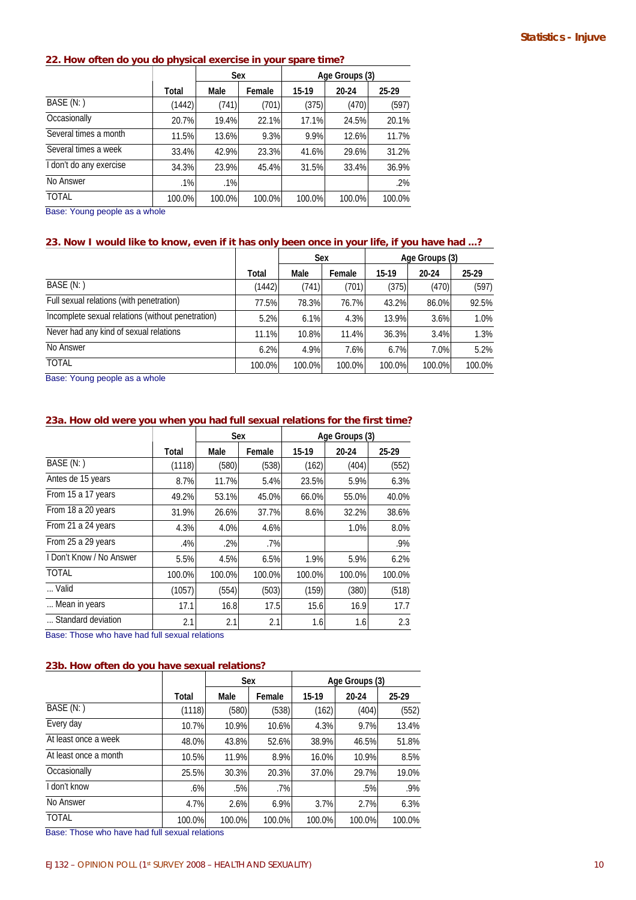### 22. How often do you do physical exercise in your spare time?

| | Total | Sex | | Age Groups (3) | | |
|---|---|---|---|---|---|---|
| | | Male | Female | 15-19 | 20-24 | 25-29 |
| BASE (N: ) | (1442) | (741) | (701) | (375) | (470) | (597) |
| Occasionally | 20.7% | 19.4% | 22.1% | 17.1% | 24.5% | 20.1% |
| Several times a month | 11.5% | 13.6% | 9.3% | 9.9% | 12.6% | 11.7% |
| Several times a week | 33.4% | 42.9% | 23.3% | 41.6% | 29.6% | 31.2% |
| I don't do any exercise | 34.3% | 23.9% | 45.4% | 31.5% | 33.4% | 36.9% |
| No Answer | .1% | .1% | | | | .2% |
| TOTAL | 100.0% | 100.0% | 100.0% | 100.0% | 100.0% | 100.0% |

Base: Young people as a whole

### 23. Now I would like to know, even if it has only been once in your life, if you have had ...?

| | Total | Sex | | Age Groups (3) | | |
|---|---|---|---|---|---|---|
| | | Male | Female | 15-19 | 20-24 | 25-29 |
| BASE (N: ) | (1442) | (741) | (701) | (375) | (470) | (597) |
| Full sexual relations (with penetration) | 77.5% | 78.3% | 76.7% | 43.2% | 86.0% | 92.5% |
| Incomplete sexual relations (without penetration) | 5.2% | 6.1% | 4.3% | 13.9% | 3.6% | 1.0% |
| Never had any kind of sexual relations | 11.1% | 10.8% | 11.4% | 36.3% | 3.4% | 1.3% |
| No Answer | 6.2% | 4.9% | 7.6% | 6.7% | 7.0% | 5.2% |
| TOTAL | 100.0% | 100.0% | 100.0% | 100.0% | 100.0% | 100.0% |

Base: Young people as a whole

### 23a. How old were you when you had full sexual relations for the first time?

| | Total | Sex | | Age Groups (3) | | |
|---|---|---|---|---|---|---|
| | | Male | Female | 15-19 | 20-24 | 25-29 |
| BASE (N: ) | (1118) | (580) | (538) | (162) | (404) | (552) |
| Antes de 15 years | 8.7% | 11.7% | 5.4% | 23.5% | 5.9% | 6.3% |
| From 15 a 17 years | 49.2% | 53.1% | 45.0% | 66.0% | 55.0% | 40.0% |
| From 18 a 20 years | 31.9% | 26.6% | 37.7% | 8.6% | 32.2% | 38.6% |
| From 21 a 24 years | 4.3% | 4.0% | 4.6% | | 1.0% | 8.0% |
| From 25 a 29 years | .4% | .2% | .7% | | | .9% |
| I Don't Know / No Answer | 5.5% | 4.5% | 6.5% | 1.9% | 5.9% | 6.2% |
| TOTAL | 100.0% | 100.0% | 100.0% | 100.0% | 100.0% | 100.0% |
| ... Valid | (1057) | (554) | (503) | (159) | (380) | (518) |
| ... Mean in years | 17.1 | 16.8 | 17.5 | 15.6 | 16.9 | 17.7 |
| ... Standard deviation | 2.1 | 2.1 | 2.1 | 1.6 | 1.6 | 2.3 |

Base: Those who have had full sexual relations

### 23b. How often do you have sexual relations?

| | Total | Sex | | Age Groups (3) | | |
|---|---|---|---|---|---|---|
| | | Male | Female | 15-19 | 20-24 | 25-29 |
| BASE (N: ) | (1118) | (580) | (538) | (162) | (404) | (552) |
| Every day | 10.7% | 10.9% | 10.6% | 4.3% | 9.7% | 13.4% |
| At least once a week | 48.0% | 43.8% | 52.6% | 38.9% | 46.5% | 51.8% |
| At least once a month | 10.5% | 11.9% | 8.9% | 16.0% | 10.9% | 8.5% |
| Occasionally | 25.5% | 30.3% | 20.3% | 37.0% | 29.7% | 19.0% |
| I don't know | .6% | .5% | .7% | | .5% | .9% |
| No Answer | 4.7% | 2.6% | 6.9% | 3.7% | 2.7% | 6.3% |
| TOTAL | 100.0% | 100.0% | 100.0% | 100.0% | 100.0% | 100.0% |

Base: Those who have had full sexual relations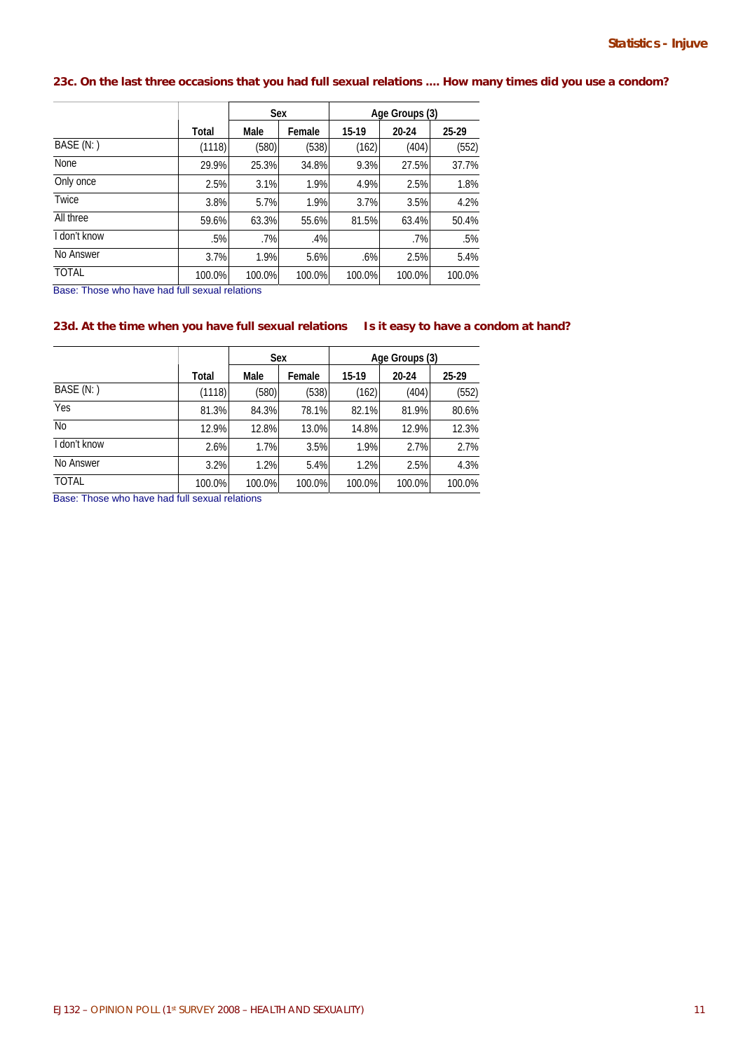### 23c. On the last three occasions that you had full sexual relations .... How many times did you use a condom?

| | Total | Sex | | Age Groups (3) | | |
|---|---|---|---|---|---|---|
| | | Male | Female | 15-19 | 20-24 | 25-29 |
| BASE (N: ) | (1118) | (580) | (538) | (162) | (404) | (552) |
| None | 29.9% | 25.3% | 34.8% | 9.3% | 27.5% | 37.7% |
| Only once | 2.5% | 3.1% | 1.9% | 4.9% | 2.5% | 1.8% |
| Twice | 3.8% | 5.7% | 1.9% | 3.7% | 3.5% | 4.2% |
| All three | 59.6% | 63.3% | 55.6% | 81.5% | 63.4% | 50.4% |
| I don't know | .5% | .7% | .4% | | .7% | .5% |
| No Answer | 3.7% | 1.9% | 5.6% | .6% | 2.5% | 5.4% |
| TOTAL | 100.0% | 100.0% | 100.0% | 100.0% | 100.0% | 100.0% |

Base: Those who have had full sexual relations

### 23d. At the time when you have full sexual relations Is it easy to have a condom at hand?

| | Total | Sex | | Age Groups (3) | | |
|---|---|---|---|---|---|---|
| | | Male | Female | 15-19 | 20-24 | 25-29 |
| BASE (N: ) | (1118) | (580) | (538) | (162) | (404) | (552) |
| Yes | 81.3% | 84.3% | 78.1% | 82.1% | 81.9% | 80.6% |
| No | 12.9% | 12.8% | 13.0% | 14.8% | 12.9% | 12.3% |
| I don't know | 2.6% | 1.7% | 3.5% | 1.9% | 2.7% | 2.7% |
| No Answer | 3.2% | 1.2% | 5.4% | 1.2% | 2.5% | 4.3% |
| TOTAL | 100.0% | 100.0% | 100.0% | 100.0% | 100.0% | 100.0% |

Base: Those who have had full sexual relations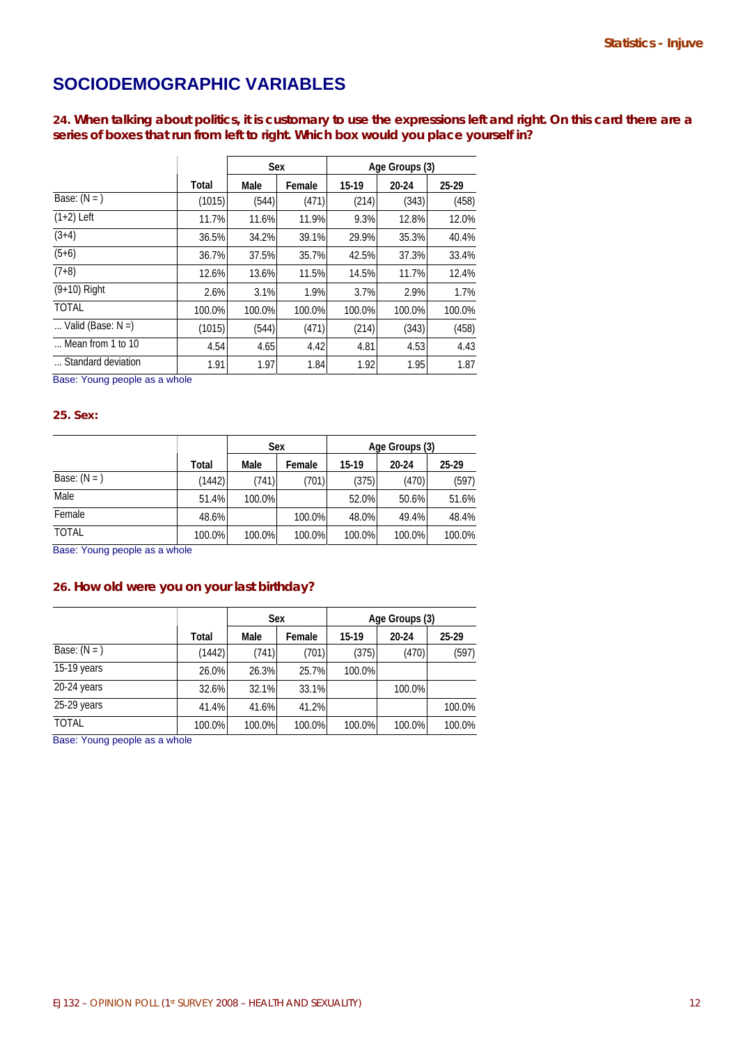## SOCIODEMOGRAPHIC VARIABLES

### 24. When talking about politics, it is customary to use the expressions left and right. On this card there are a series of boxes that run from left to right. Which box would you place yourself in?

| | Total | Sex | | Age Groups (3) | | |
|---|---|---|---|---|---|---|
| | | Male | Female | 15-19 | 20-24 | 25-29 |
| Base: (N = ) | (1015) | (544) | (471) | (214) | (343) | (458) |
| (1+2) Left | 11.7% | 11.6% | 11.9% | 9.3% | 12.8% | 12.0% |
| (3+4) | 36.5% | 34.2% | 39.1% | 29.9% | 35.3% | 40.4% |
| (5+6) | 36.7% | 37.5% | 35.7% | 42.5% | 37.3% | 33.4% |
| (7+8) | 12.6% | 13.6% | 11.5% | 14.5% | 11.7% | 12.4% |
| (9+10) Right | 2.6% | 3.1% | 1.9% | 3.7% | 2.9% | 1.7% |
| TOTAL | 100.0% | 100.0% | 100.0% | 100.0% | 100.0% | 100.0% |
| ... Valid (Base: N =) | (1015) | (544) | (471) | (214) | (343) | (458) |
| ... Mean from 1 to 10 | 4.54 | 4.65 | 4.42 | 4.81 | 4.53 | 4.43 |
| ... Standard deviation | 1.91 | 1.97 | 1.84 | 1.92 | 1.95 | 1.87 |

Base: Young people as a whole

### 25. Sex:

| | Total | Sex | | Age Groups (3) | | |
|---|---|---|---|---|---|---|
| | | Male | Female | 15-19 | 20-24 | 25-29 |
| Base: (N = ) | (1442) | (741) | (701) | (375) | (470) | (597) |
| Male | 51.4% | 100.0% | | 52.0% | 50.6% | 51.6% |
| Female | 48.6% | | 100.0% | 48.0% | 49.4% | 48.4% |
| TOTAL | 100.0% | 100.0% | 100.0% | 100.0% | 100.0% | 100.0% |

Base: Young people as a whole

### 26. How old were you on your last birthday?

| | Total | Sex | | Age Groups (3) | | |
|---|---|---|---|---|---|---|
| | | Male | Female | 15-19 | 20-24 | 25-29 |
| Base: (N = ) | (1442) | (741) | (701) | (375) | (470) | (597) |
| 15-19 years | 26.0% | 26.3% | 25.7% | 100.0% | | |
| 20-24 years | 32.6% | 32.1% | 33.1% | | 100.0% | |
| 25-29 years | 41.4% | 41.6% | 41.2% | | | 100.0% |
| TOTAL | 100.0% | 100.0% | 100.0% | 100.0% | 100.0% | 100.0% |

Base: Young people as a whole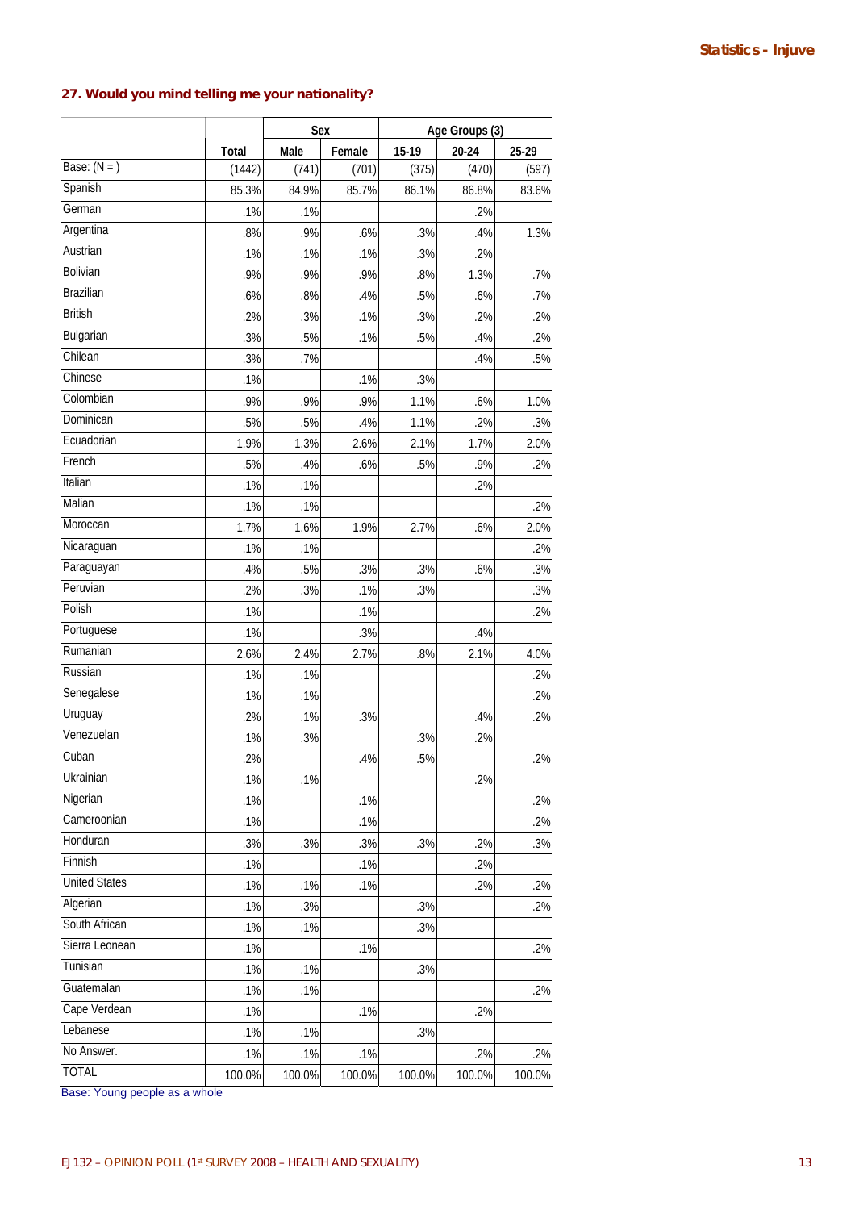### 27. Would you mind telling me your nationality?

| | Total | Sex | | Age Groups (3) | | |
|---|---|---|---|---|---|---|
| | | Male | Female | 15-19 | 20-24 | 25-29 |
| Base: (N = ) | (1442) | (741) | (701) | (375) | (470) | (597) |
| Spanish | 85.3% | 84.9% | 85.7% | 86.1% | 86.8% | 83.6% |
| German | .1% | .1% | | | .2% | |
| Argentina | .8% | .9% | .6% | .3% | .4% | 1.3% |
| Austrian | .1% | .1% | .1% | .3% | .2% | |
| Bolivian | .9% | .9% | .9% | .8% | 1.3% | .7% |
| Brazilian | .6% | .8% | .4% | .5% | .6% | .7% |
| British | .2% | .3% | .1% | .3% | .2% | .2% |
| Bulgarian | .3% | .5% | .1% | .5% | .4% | .2% |
| Chilean | .3% | .7% | | | .4% | .5% |
| Chinese | .1% | | .1% | .3% | | |
| Colombian | .9% | .9% | .9% | 1.1% | .6% | 1.0% |
| Dominican | .5% | .5% | .4% | 1.1% | .2% | .3% |
| Ecuadorian | 1.9% | 1.3% | 2.6% | 2.1% | 1.7% | 2.0% |
| French | .5% | .4% | .6% | .5% | .9% | .2% |
| Italian | .1% | .1% | | | .2% | |
| Malian | .1% | .1% | | | | .2% |
| Moroccan | 1.7% | 1.6% | 1.9% | 2.7% | .6% | 2.0% |
| Nicaraguan | .1% | .1% | | | | .2% |
| Paraguayan | .4% | .5% | .3% | .3% | .6% | .3% |
| Peruvian | .2% | .3% | .1% | .3% | | .3% |
| Polish | .1% | | .1% | | | .2% |
| Portuguese | .1% | | .3% | | .4% | |
| Rumanian | 2.6% | 2.4% | 2.7% | .8% | 2.1% | 4.0% |
| Russian | .1% | .1% | | | | .2% |
| Senegalese | .1% | .1% | | | | .2% |
| Uruguay | .2% | .1% | .3% | | .4% | .2% |
| Venezuelan | .1% | .3% | | .3% | .2% | |
| Cuban | .2% | | .4% | .5% | | .2% |
| Ukrainian | .1% | .1% | | | .2% | |
| Nigerian | .1% | | .1% | | | .2% |
| Cameroonian | .1% | | .1% | | | .2% |
| Honduran | .3% | .3% | .3% | .3% | .2% | .3% |
| Finnish | .1% | | .1% | | .2% | |
| United States | .1% | .1% | .1% | | .2% | .2% |
| Algerian | .1% | .3% | | .3% | | .2% |
| South African | .1% | .1% | | .3% | | |
| Sierra Leonean | .1% | | .1% | | | .2% |
| Tunisian | .1% | .1% | | .3% | | |
| Guatemalan | .1% | .1% | | | | .2% |
| Cape Verdean | .1% | | .1% | | .2% | |
| Lebanese | .1% | .1% | | .3% | | |
| No Answer. | .1% | .1% | .1% | | .2% | .2% |
| TOTAL | 100.0% | 100.0% | 100.0% | 100.0% | 100.0% | 100.0% |

Base: Young people as a whole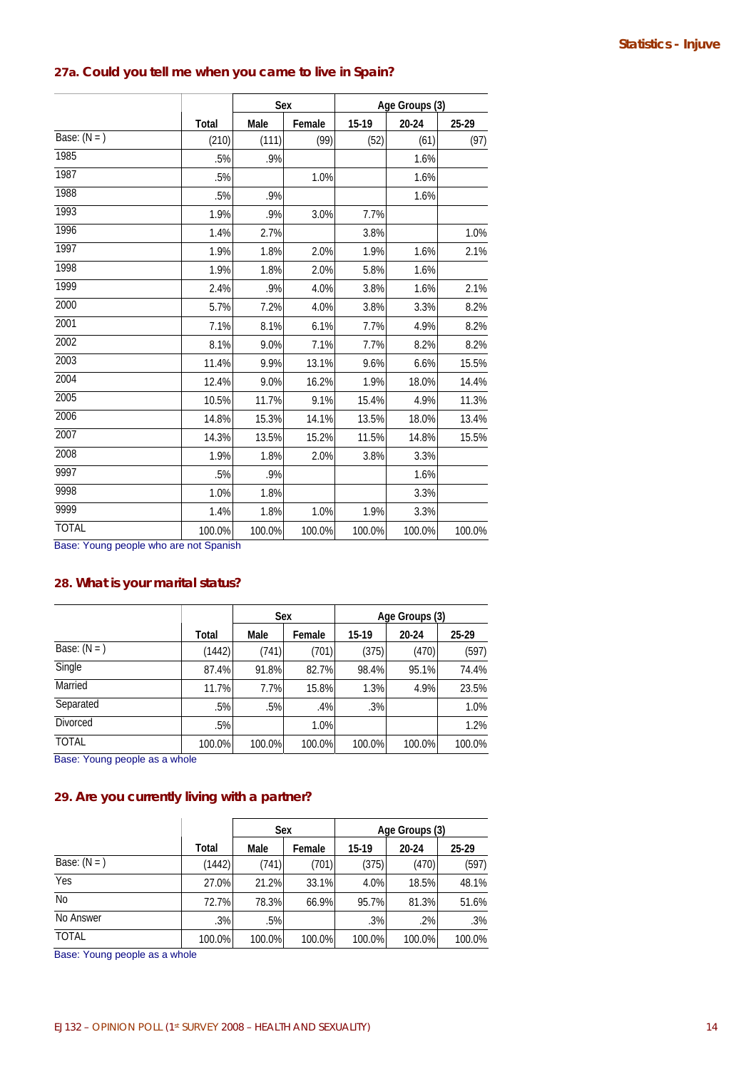## 27a. Could you tell me when you came to live in Spain?

| | Total | Sex | | Age Groups (3) | | |
|---|---|---|---|---|---|---|
| | | Male | Female | 15-19 | 20-24 | 25-29 |
| Base: (N = ) | (210) | (111) | (99) | (52) | (61) | (97) |
| 1985 | .5% | .9% | | | 1.6% | |
| 1987 | .5% | | 1.0% | | 1.6% | |
| 1988 | .5% | .9% | | | 1.6% | |
| 1993 | 1.9% | .9% | 3.0% | 7.7% | | |
| 1996 | 1.4% | 2.7% | | 3.8% | | 1.0% |
| 1997 | 1.9% | 1.8% | 2.0% | 1.9% | 1.6% | 2.1% |
| 1998 | 1.9% | 1.8% | 2.0% | 5.8% | 1.6% | |
| 1999 | 2.4% | .9% | 4.0% | 3.8% | 1.6% | 2.1% |
| 2000 | 5.7% | 7.2% | 4.0% | 3.8% | 3.3% | 8.2% |
| 2001 | 7.1% | 8.1% | 6.1% | 7.7% | 4.9% | 8.2% |
| 2002 | 8.1% | 9.0% | 7.1% | 7.7% | 8.2% | 8.2% |
| 2003 | 11.4% | 9.9% | 13.1% | 9.6% | 6.6% | 15.5% |
| 2004 | 12.4% | 9.0% | 16.2% | 1.9% | 18.0% | 14.4% |
| 2005 | 10.5% | 11.7% | 9.1% | 15.4% | 4.9% | 11.3% |
| 2006 | 14.8% | 15.3% | 14.1% | 13.5% | 18.0% | 13.4% |
| 2007 | 14.3% | 13.5% | 15.2% | 11.5% | 14.8% | 15.5% |
| 2008 | 1.9% | 1.8% | 2.0% | 3.8% | 3.3% | |
| 9997 | .5% | .9% | | | 1.6% | |
| 9998 | 1.0% | 1.8% | | | 3.3% | |
| 9999 | 1.4% | 1.8% | 1.0% | 1.9% | 3.3% | |
| TOTAL | 100.0% | 100.0% | 100.0% | 100.0% | 100.0% | 100.0% |

Base: Young people who are not Spanish

## 28. What is your marital status?

| | Total | Sex | | Age Groups (3) | | |
|---|---|---|---|---|---|---|
| | | Male | Female | 15-19 | 20-24 | 25-29 |
| Base: (N = ) | (1442) | (741) | (701) | (375) | (470) | (597) |
| Single | 87.4% | 91.8% | 82.7% | 98.4% | 95.1% | 74.4% |
| Married | 11.7% | 7.7% | 15.8% | 1.3% | 4.9% | 23.5% |
| Separated | .5% | .5% | .4% | .3% | | 1.0% |
| Divorced | .5% | | 1.0% | | | 1.2% |
| TOTAL | 100.0% | 100.0% | 100.0% | 100.0% | 100.0% | 100.0% |

Base: Young people as a whole

## 29. Are you currently living with a partner?

| | Total | Sex | | Age Groups (3) | | |
|---|---|---|---|---|---|---|
| | | Male | Female | 15-19 | 20-24 | 25-29 |
| Base: (N = ) | (1442) | (741) | (701) | (375) | (470) | (597) |
| Yes | 27.0% | 21.2% | 33.1% | 4.0% | 18.5% | 48.1% |
| No | 72.7% | 78.3% | 66.9% | 95.7% | 81.3% | 51.6% |
| No Answer | .3% | .5% | | .3% | .2% | .3% |
| TOTAL | 100.0% | 100.0% | 100.0% | 100.0% | 100.0% | 100.0% |

Base: Young people as a whole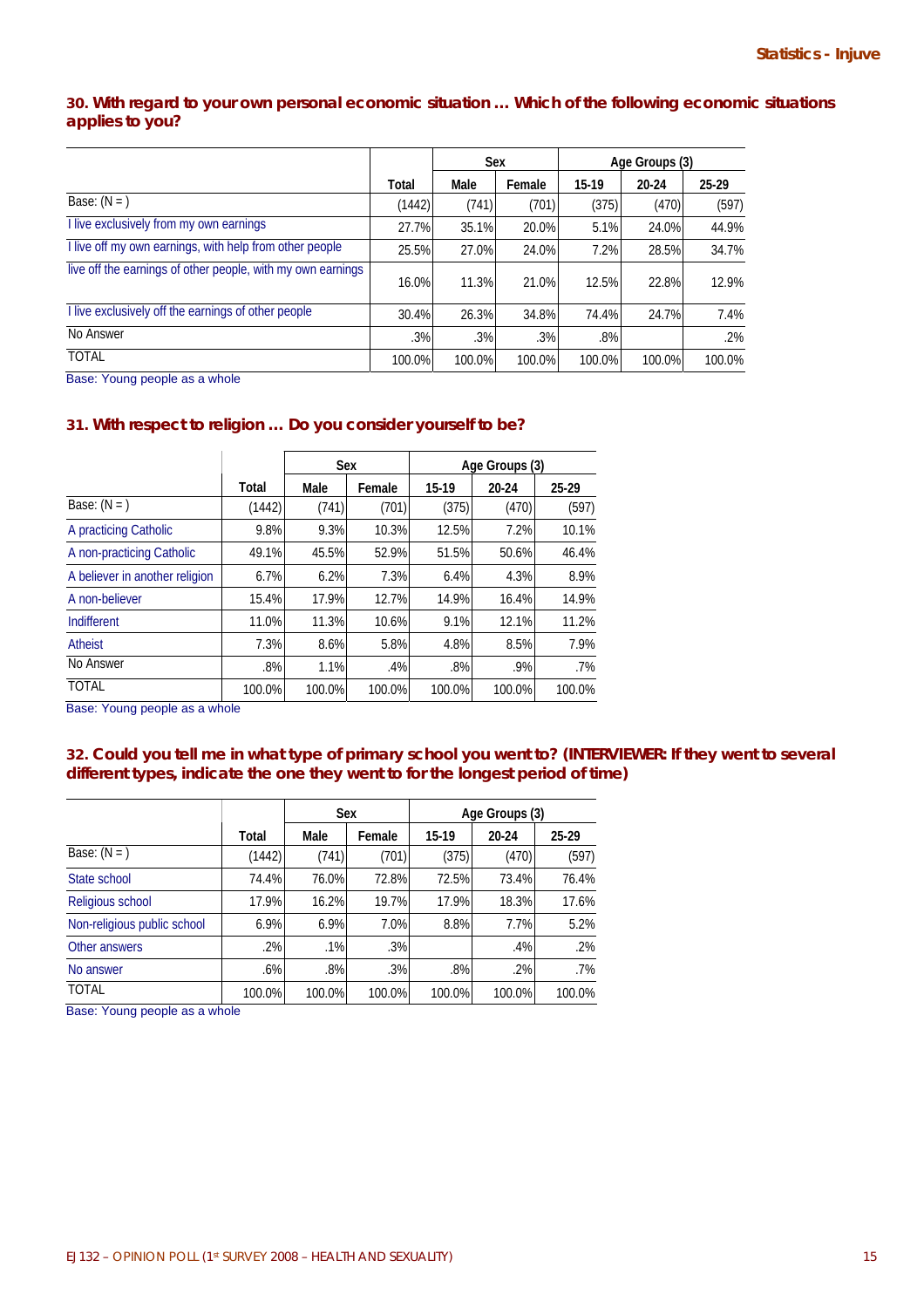### 30. With regard to your own personal economic situation … Which of the following economic situations applies to you?

| | Total | Sex | | Age Groups (3) | | |
|---|---|---|---|---|---|---|
| | | Male | Female | 15-19 | 20-24 | 25-29 |
| Base: (N = ) | (1442) | (741) | (701) | (375) | (470) | (597) |
| I live exclusively from my own earnings | 27.7% | 35.1% | 20.0% | 5.1% | 24.0% | 44.9% |
| I live off my own earnings, with help from other people | 25.5% | 27.0% | 24.0% | 7.2% | 28.5% | 34.7% |
| live off the earnings of other people, with my own earnings | 16.0% | 11.3% | 21.0% | 12.5% | 22.8% | 12.9% |
| I live exclusively off the earnings of other people | 30.4% | 26.3% | 34.8% | 74.4% | 24.7% | 7.4% |
| No Answer | .3% | .3% | .3% | .8% | | .2% |
| TOTAL | 100.0% | 100.0% | 100.0% | 100.0% | 100.0% | 100.0% |

Base: Young people as a whole

### 31. With respect to religion … Do you consider yourself to be?

| | Total | Sex | | Age Groups (3) | | |
|---|---|---|---|---|---|---|
| | | Male | Female | 15-19 | 20-24 | 25-29 |
| Base: (N = ) | (1442) | (741) | (701) | (375) | (470) | (597) |
| A practicing Catholic | 9.8% | 9.3% | 10.3% | 12.5% | 7.2% | 10.1% |
| A non-practicing Catholic | 49.1% | 45.5% | 52.9% | 51.5% | 50.6% | 46.4% |
| A believer in another religion | 6.7% | 6.2% | 7.3% | 6.4% | 4.3% | 8.9% |
| A non-believer | 15.4% | 17.9% | 12.7% | 14.9% | 16.4% | 14.9% |
| Indifferent | 11.0% | 11.3% | 10.6% | 9.1% | 12.1% | 11.2% |
| Atheist | 7.3% | 8.6% | 5.8% | 4.8% | 8.5% | 7.9% |
| No Answer | .8% | 1.1% | .4% | .8% | .9% | .7% |
| TOTAL | 100.0% | 100.0% | 100.0% | 100.0% | 100.0% | 100.0% |

Base: Young people as a whole

### 32. Could you tell me in what type of primary school you went to? (INTERVIEWER: If they went to several different types, indicate the one they went to for the longest period of time)

| | Total | Sex | | Age Groups (3) | | |
|---|---|---|---|---|---|---|
| | | Male | Female | 15-19 | 20-24 | 25-29 |
| Base: (N = ) | (1442) | (741) | (701) | (375) | (470) | (597) |
| State school | 74.4% | 76.0% | 72.8% | 72.5% | 73.4% | 76.4% |
| Religious school | 17.9% | 16.2% | 19.7% | 17.9% | 18.3% | 17.6% |
| Non-religious public school | 6.9% | 6.9% | 7.0% | 8.8% | 7.7% | 5.2% |
| Other answers | .2% | .1% | .3% | | .4% | .2% |
| No answer | .6% | .8% | .3% | .8% | .2% | .7% |
| TOTAL | 100.0% | 100.0% | 100.0% | 100.0% | 100.0% | 100.0% |

Base: Young people as a whole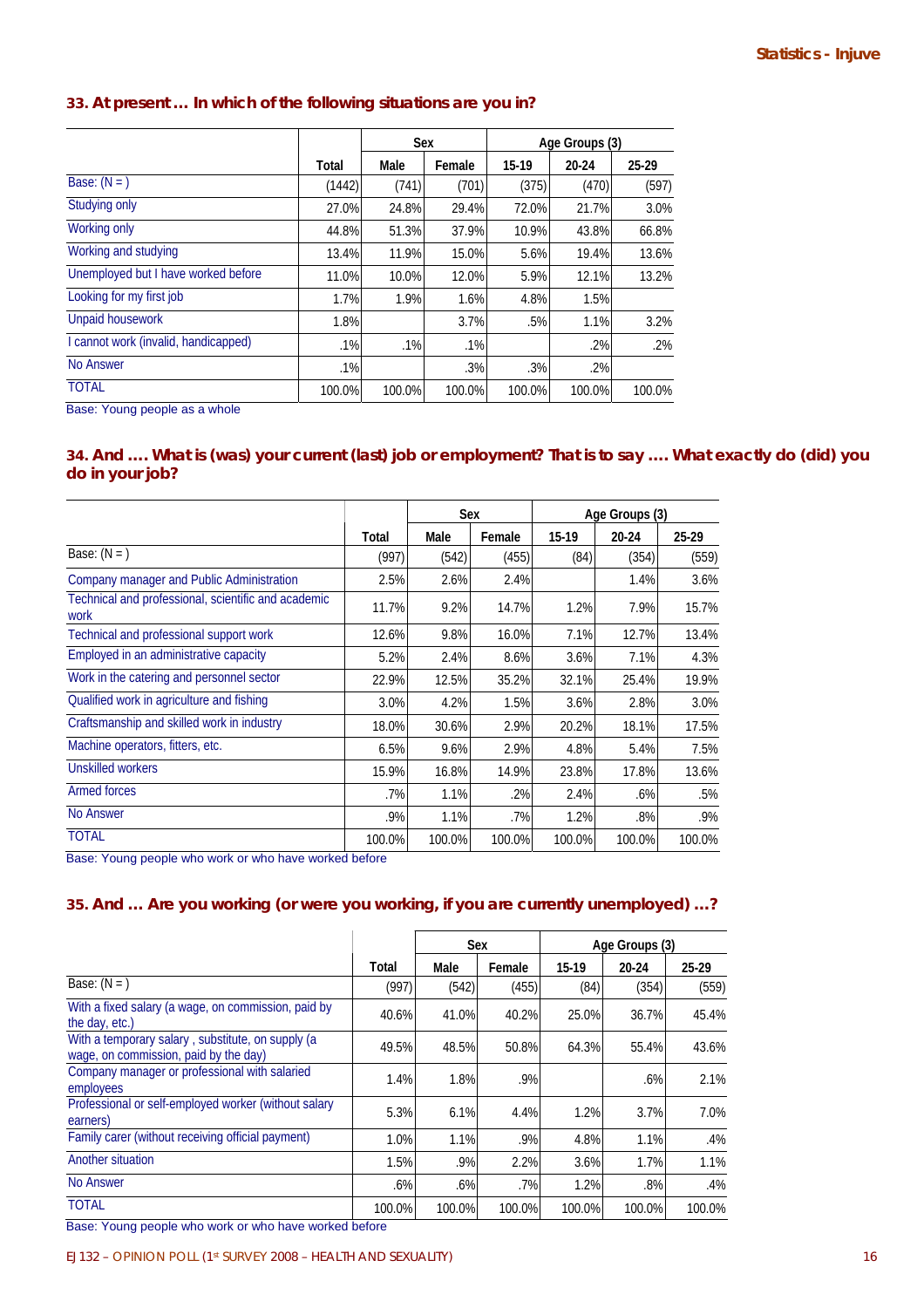### 33. At present … In which of the following situations are you in?

| | Total | Sex | | Age Groups (3) | | |
|---|---|---|---|---|---|---|
| | | Male | Female | 15-19 | 20-24 | 25-29 |
| Base: (N = ) | (1442) | (741) | (701) | (375) | (470) | (597) |
| Studying only | 27.0% | 24.8% | 29.4% | 72.0% | 21.7% | 3.0% |
| Working only | 44.8% | 51.3% | 37.9% | 10.9% | 43.8% | 66.8% |
| Working and studying | 13.4% | 11.9% | 15.0% | 5.6% | 19.4% | 13.6% |
| Unemployed but I have worked before | 11.0% | 10.0% | 12.0% | 5.9% | 12.1% | 13.2% |
| Looking for my first job | 1.7% | 1.9% | 1.6% | 4.8% | 1.5% | |
| Unpaid housework | 1.8% | | 3.7% | .5% | 1.1% | 3.2% |
| I cannot work (invalid, handicapped) | .1% | .1% | .1% | | .2% | .2% |
| No Answer | .1% | | .3% | .3% | .2% | |
| TOTAL | 100.0% | 100.0% | 100.0% | 100.0% | 100.0% | 100.0% |

Base: Young people as a whole

### 34. And …. What is (was) your current (last) job or employment? That is to say …. What exactly do (did) you do in your job?

| | Total | Sex | | Age Groups (3) | | |
|---|---|---|---|---|---|---|
| | | Male | Female | 15-19 | 20-24 | 25-29 |
| Base: (N = ) | (997) | (542) | (455) | (84) | (354) | (559) |
| Company manager and Public Administration | 2.5% | 2.6% | 2.4% | | 1.4% | 3.6% |
| Technical and professional, scientific and academic work | 11.7% | 9.2% | 14.7% | 1.2% | 7.9% | 15.7% |
| Technical and professional support work | 12.6% | 9.8% | 16.0% | 7.1% | 12.7% | 13.4% |
| Employed in an administrative capacity | 5.2% | 2.4% | 8.6% | 3.6% | 7.1% | 4.3% |
| Work in the catering and personnel sector | 22.9% | 12.5% | 35.2% | 32.1% | 25.4% | 19.9% |
| Qualified work in agriculture and fishing | 3.0% | 4.2% | 1.5% | 3.6% | 2.8% | 3.0% |
| Craftsmanship and skilled work in industry | 18.0% | 30.6% | 2.9% | 20.2% | 18.1% | 17.5% |
| Machine operators, fitters, etc. | 6.5% | 9.6% | 2.9% | 4.8% | 5.4% | 7.5% |
| Unskilled workers | 15.9% | 16.8% | 14.9% | 23.8% | 17.8% | 13.6% |
| Armed forces | .7% | 1.1% | .2% | 2.4% | .6% | .5% |
| No Answer | .9% | 1.1% | .7% | 1.2% | .8% | .9% |
| TOTAL | 100.0% | 100.0% | 100.0% | 100.0% | 100.0% | 100.0% |

Base: Young people who work or who have worked before

### 35. And … Are you working (or were you working, if you are currently unemployed) …?

| | Total | Sex | | Age Groups (3) | | |
|---|---|---|---|---|---|---|
| | | Male | Female | 15-19 | 20-24 | 25-29 |
| Base: (N = ) | (997) | (542) | (455) | (84) | (354) | (559) |
| With a fixed salary (a wage, on commission, paid by the day, etc.) | 40.6% | 41.0% | 40.2% | 25.0% | 36.7% | 45.4% |
| With a temporary salary , substitute, on supply (a wage, on commission, paid by the day) | 49.5% | 48.5% | 50.8% | 64.3% | 55.4% | 43.6% |
| Company manager or professional with salaried employees | 1.4% | 1.8% | .9% | | .6% | 2.1% |
| Professional or self-employed worker (without salary earners) | 5.3% | 6.1% | 4.4% | 1.2% | 3.7% | 7.0% |
| Family carer (without receiving official payment) | 1.0% | 1.1% | .9% | 4.8% | 1.1% | .4% |
| Another situation | 1.5% | .9% | 2.2% | 3.6% | 1.7% | 1.1% |
| No Answer | .6% | .6% | .7% | 1.2% | .8% | .4% |
| TOTAL | 100.0% | 100.0% | 100.0% | 100.0% | 100.0% | 100.0% |

Base: Young people who work or who have worked before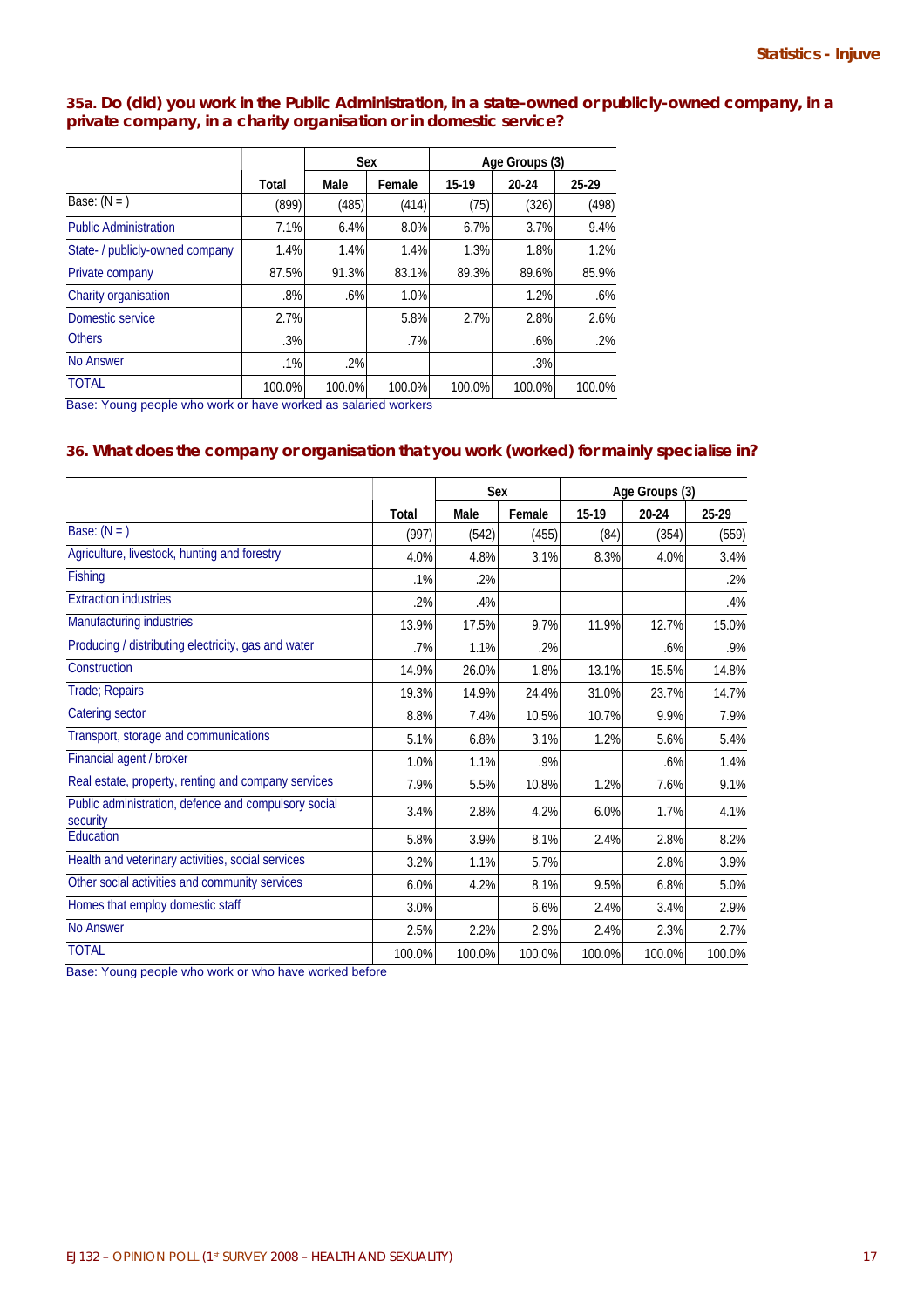### 35a. Do (did) you work in the Public Administration, in a state-owned or publicly-owned company, in a private company, in a charity organisation or in domestic service?

| | Total | Sex | | Age Groups (3) | | |
|---|---|---|---|---|---|---|
| | | Male | Female | 15-19 | 20-24 | 25-29 |
| Base: (N = ) | (899) | (485) | (414) | (75) | (326) | (498) |
| Public Administration | 7.1% | 6.4% | 8.0% | 6.7% | 3.7% | 9.4% |
| State- / publicly-owned company | 1.4% | 1.4% | 1.4% | 1.3% | 1.8% | 1.2% |
| Private company | 87.5% | 91.3% | 83.1% | 89.3% | 89.6% | 85.9% |
| Charity organisation | .8% | .6% | 1.0% | | 1.2% | .6% |
| Domestic service | 2.7% | | 5.8% | 2.7% | 2.8% | 2.6% |
| Others | .3% | | .7% | | .6% | .2% |
| No Answer | .1% | .2% | | | .3% | |
| TOTAL | 100.0% | 100.0% | 100.0% | 100.0% | 100.0% | 100.0% |

Base: Young people who work or have worked as salaried workers

### 36. What does the company or organisation that you work (worked) for mainly specialise in?

| | Total | Sex | | Age Groups (3) | | |
|---|---|---|---|---|---|---|
| | | Male | Female | 15-19 | 20-24 | 25-29 |
| Base: (N = ) | (997) | (542) | (455) | (84) | (354) | (559) |
| Agriculture, livestock, hunting and forestry | 4.0% | 4.8% | 3.1% | 8.3% | 4.0% | 3.4% |
| Fishing | .1% | .2% | | | | .2% |
| Extraction industries | .2% | .4% | | | | .4% |
| Manufacturing industries | 13.9% | 17.5% | 9.7% | 11.9% | 12.7% | 15.0% |
| Producing / distributing electricity, gas and water | .7% | 1.1% | .2% | | .6% | .9% |
| Construction | 14.9% | 26.0% | 1.8% | 13.1% | 15.5% | 14.8% |
| Trade; Repairs | 19.3% | 14.9% | 24.4% | 31.0% | 23.7% | 14.7% |
| Catering sector | 8.8% | 7.4% | 10.5% | 10.7% | 9.9% | 7.9% |
| Transport, storage and communications | 5.1% | 6.8% | 3.1% | 1.2% | 5.6% | 5.4% |
| Financial agent / broker | 1.0% | 1.1% | .9% | | .6% | 1.4% |
| Real estate, property, renting and company services | 7.9% | 5.5% | 10.8% | 1.2% | 7.6% | 9.1% |
| Public administration, defence and compulsory social security | 3.4% | 2.8% | 4.2% | 6.0% | 1.7% | 4.1% |
| Education | 5.8% | 3.9% | 8.1% | 2.4% | 2.8% | 8.2% |
| Health and veterinary activities, social services | 3.2% | 1.1% | 5.7% | | 2.8% | 3.9% |
| Other social activities and community services | 6.0% | 4.2% | 8.1% | 9.5% | 6.8% | 5.0% |
| Homes that employ domestic staff | 3.0% | | 6.6% | 2.4% | 3.4% | 2.9% |
| No Answer | 2.5% | 2.2% | 2.9% | 2.4% | 2.3% | 2.7% |
| TOTAL | 100.0% | 100.0% | 100.0% | 100.0% | 100.0% | 100.0% |

Base: Young people who work or who have worked before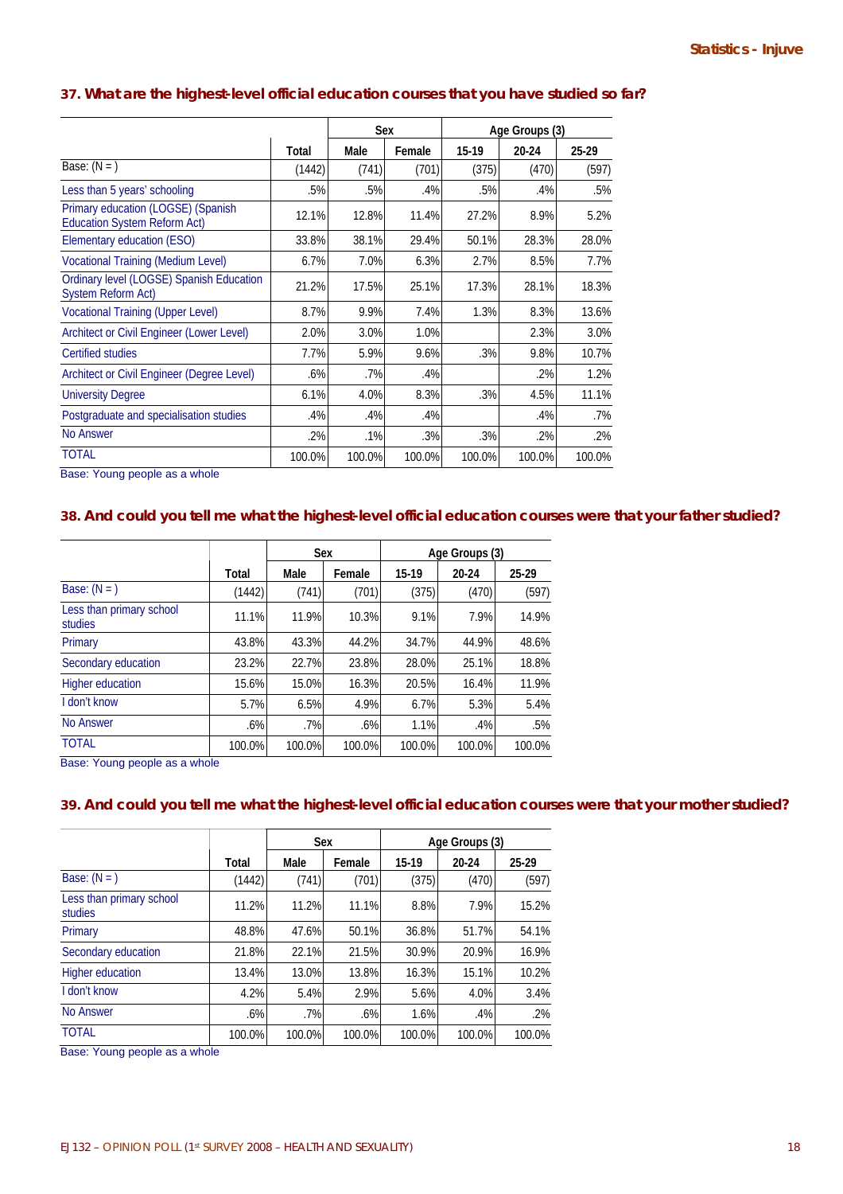### 37. What are the highest-level official education courses that you have studied so far?

| | | Sex | | Age Groups (3) | | |
|---|---|---|---|---|---|---|
| | Total | Male | Female | 15-19 | 20-24 | 25-29 |
| Base: (N = ) | (1442) | (741) | (701) | (375) | (470) | (597) |
| Less than 5 years' schooling | .5% | .5% | .4% | .5% | .4% | .5% |
| Primary education (LOGSE) (Spanish Education System Reform Act) | 12.1% | 12.8% | 11.4% | 27.2% | 8.9% | 5.2% |
| Elementary education (ESO) | 33.8% | 38.1% | 29.4% | 50.1% | 28.3% | 28.0% |
| Vocational Training (Medium Level) | 6.7% | 7.0% | 6.3% | 2.7% | 8.5% | 7.7% |
| Ordinary level (LOGSE) Spanish Education System Reform Act) | 21.2% | 17.5% | 25.1% | 17.3% | 28.1% | 18.3% |
| Vocational Training (Upper Level) | 8.7% | 9.9% | 7.4% | 1.3% | 8.3% | 13.6% |
| Architect or Civil Engineer (Lower Level) | 2.0% | 3.0% | 1.0% | | 2.3% | 3.0% |
| Certified studies | 7.7% | 5.9% | 9.6% | .3% | 9.8% | 10.7% |
| Architect or Civil Engineer (Degree Level) | .6% | .7% | .4% | | .2% | 1.2% |
| University Degree | 6.1% | 4.0% | 8.3% | .3% | 4.5% | 11.1% |
| Postgraduate and specialisation studies | .4% | .4% | .4% | | .4% | .7% |
| No Answer | .2% | .1% | .3% | .3% | .2% | .2% |
| TOTAL | 100.0% | 100.0% | 100.0% | 100.0% | 100.0% | 100.0% |

Base: Young people as a whole

### 38. And could you tell me what the highest-level official education courses were that your father studied?

| | | Sex | | Age Groups (3) | | |
|---|---|---|---|---|---|---|
| | Total | Male | Female | 15-19 | 20-24 | 25-29 |
| Base: (N = ) | (1442) | (741) | (701) | (375) | (470) | (597) |
| Less than primary school studies | 11.1% | 11.9% | 10.3% | 9.1% | 7.9% | 14.9% |
| Primary | 43.8% | 43.3% | 44.2% | 34.7% | 44.9% | 48.6% |
| Secondary education | 23.2% | 22.7% | 23.8% | 28.0% | 25.1% | 18.8% |
| Higher education | 15.6% | 15.0% | 16.3% | 20.5% | 16.4% | 11.9% |
| I don't know | 5.7% | 6.5% | 4.9% | 6.7% | 5.3% | 5.4% |
| No Answer | .6% | .7% | .6% | 1.1% | .4% | .5% |
| TOTAL | 100.0% | 100.0% | 100.0% | 100.0% | 100.0% | 100.0% |

Base: Young people as a whole

### 39. And could you tell me what the highest-level official education courses were that your mother studied?

| | | Sex | | Age Groups (3) | | |
|---|---|---|---|---|---|---|
| | Total | Male | Female | 15-19 | 20-24 | 25-29 |
| Base: (N = ) | (1442) | (741) | (701) | (375) | (470) | (597) |
| Less than primary school studies | 11.2% | 11.2% | 11.1% | 8.8% | 7.9% | 15.2% |
| Primary | 48.8% | 47.6% | 50.1% | 36.8% | 51.7% | 54.1% |
| Secondary education | 21.8% | 22.1% | 21.5% | 30.9% | 20.9% | 16.9% |
| Higher education | 13.4% | 13.0% | 13.8% | 16.3% | 15.1% | 10.2% |
| I don't know | 4.2% | 5.4% | 2.9% | 5.6% | 4.0% | 3.4% |
| No Answer | .6% | .7% | .6% | 1.6% | .4% | .2% |
| TOTAL | 100.0% | 100.0% | 100.0% | 100.0% | 100.0% | 100.0% |

Base: Young people as a whole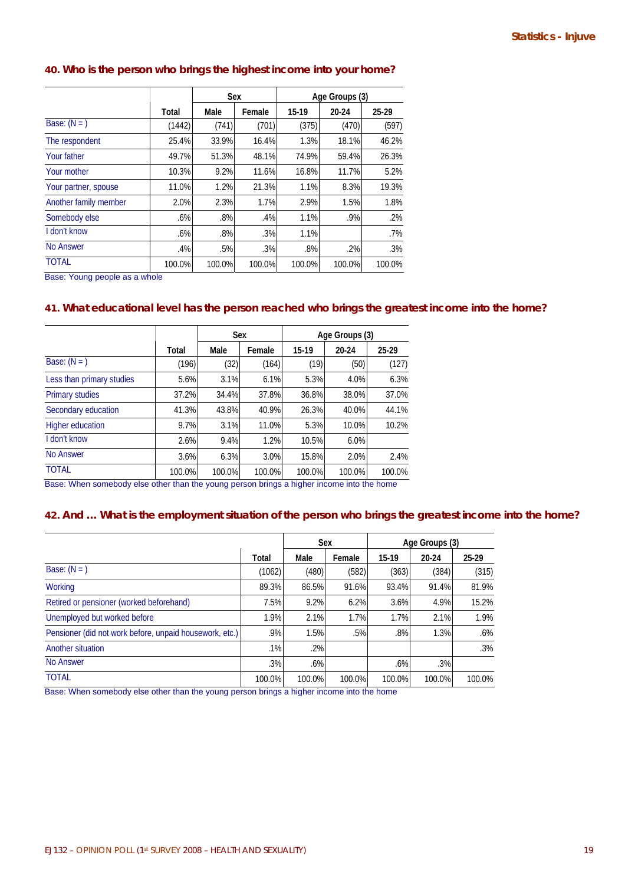### 40. Who is the person who brings the highest income into your home?

| | Total | Sex | | Age Groups (3) | | |
|---|---|---|---|---|---|---|
| | | Male | Female | 15-19 | 20-24 | 25-29 |
| Base: (N = ) | (1442) | (741) | (701) | (375) | (470) | (597) |
| The respondent | 25.4% | 33.9% | 16.4% | 1.3% | 18.1% | 46.2% |
| Your father | 49.7% | 51.3% | 48.1% | 74.9% | 59.4% | 26.3% |
| Your mother | 10.3% | 9.2% | 11.6% | 16.8% | 11.7% | 5.2% |
| Your partner, spouse | 11.0% | 1.2% | 21.3% | 1.1% | 8.3% | 19.3% |
| Another family member | 2.0% | 2.3% | 1.7% | 2.9% | 1.5% | 1.8% |
| Somebody else | .6% | .8% | .4% | 1.1% | .9% | .2% |
| I don't know | .6% | .8% | .3% | 1.1% | | .7% |
| No Answer | .4% | .5% | .3% | .8% | .2% | .3% |
| TOTAL | 100.0% | 100.0% | 100.0% | 100.0% | 100.0% | 100.0% |

Base: Young people as a whole

### 41. What educational level has the person reached who brings the greatest income into the home?

| | Total | Sex | | Age Groups (3) | | |
|---|---|---|---|---|---|---|
| | | Male | Female | 15-19 | 20-24 | 25-29 |
| Base: (N = ) | (196) | (32) | (164) | (19) | (50) | (127) |
| Less than primary studies | 5.6% | 3.1% | 6.1% | 5.3% | 4.0% | 6.3% |
| Primary studies | 37.2% | 34.4% | 37.8% | 36.8% | 38.0% | 37.0% |
| Secondary education | 41.3% | 43.8% | 40.9% | 26.3% | 40.0% | 44.1% |
| Higher education | 9.7% | 3.1% | 11.0% | 5.3% | 10.0% | 10.2% |
| I don't know | 2.6% | 9.4% | 1.2% | 10.5% | 6.0% | |
| No Answer | 3.6% | 6.3% | 3.0% | 15.8% | 2.0% | 2.4% |
| TOTAL | 100.0% | 100.0% | 100.0% | 100.0% | 100.0% | 100.0% |

Base: When somebody else other than the young person brings a higher income into the home

### 42. And … What is the employment situation of the person who brings the greatest income into the home?

| | Total | Sex | | Age Groups (3) | | |
|---|---|---|---|---|---|---|
| | | Male | Female | 15-19 | 20-24 | 25-29 |
| Base: (N = ) | (1062) | (480) | (582) | (363) | (384) | (315) |
| Working | 89.3% | 86.5% | 91.6% | 93.4% | 91.4% | 81.9% |
| Retired or pensioner (worked beforehand) | 7.5% | 9.2% | 6.2% | 3.6% | 4.9% | 15.2% |
| Unemployed but worked before | 1.9% | 2.1% | 1.7% | 1.7% | 2.1% | 1.9% |
| Pensioner (did not work before, unpaid housework, etc.) | .9% | 1.5% | .5% | .8% | 1.3% | .6% |
| Another situation | .1% | .2% | | | | .3% |
| No Answer | .3% | .6% | | .6% | .3% | |
| TOTAL | 100.0% | 100.0% | 100.0% | 100.0% | 100.0% | 100.0% |

Base: When somebody else other than the young person brings a higher income into the home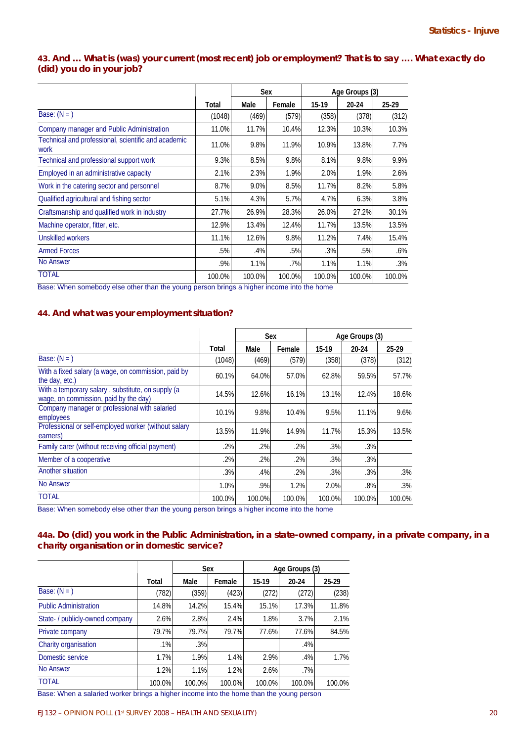### 43. And … What is (was) your current (most recent) job or employment? That is to say …. What exactly do (did) you do in your job?

| | Total | Sex | | Age Groups (3) | | |
|---|---|---|---|---|---|---|
| | | Male | Female | 15-19 | 20-24 | 25-29 |
| Base: (N = ) | (1048) | (469) | (579) | (358) | (378) | (312) |
| Company manager and Public Administration | 11.0% | 11.7% | 10.4% | 12.3% | 10.3% | 10.3% |
| Technical and professional, scientific and academic work | 11.0% | 9.8% | 11.9% | 10.9% | 13.8% | 7.7% |
| Technical and professional support work | 9.3% | 8.5% | 9.8% | 8.1% | 9.8% | 9.9% |
| Employed in an administrative capacity | 2.1% | 2.3% | 1.9% | 2.0% | 1.9% | 2.6% |
| Work in the catering sector and personnel | 8.7% | 9.0% | 8.5% | 11.7% | 8.2% | 5.8% |
| Qualified agricultural and fishing sector | 5.1% | 4.3% | 5.7% | 4.7% | 6.3% | 3.8% |
| Craftsmanship and qualified work in industry | 27.7% | 26.9% | 28.3% | 26.0% | 27.2% | 30.1% |
| Machine operator, fitter, etc. | 12.9% | 13.4% | 12.4% | 11.7% | 13.5% | 13.5% |
| Unskilled workers | 11.1% | 12.6% | 9.8% | 11.2% | 7.4% | 15.4% |
| Armed Forces | .5% | .4% | .5% | .3% | .5% | .6% |
| No Answer | .9% | 1.1% | .7% | 1.1% | 1.1% | .3% |
| TOTAL | 100.0% | 100.0% | 100.0% | 100.0% | 100.0% | 100.0% |

Base: When somebody else other than the young person brings a higher income into the home

### 44. And what was your employment situation?

| | Total | Sex | | Age Groups (3) | | |
|---|---|---|---|---|---|---|
| | | Male | Female | 15-19 | 20-24 | 25-29 |
| Base: (N = ) | (1048) | (469) | (579) | (358) | (378) | (312) |
| With a fixed salary (a wage, on commission, paid by the day, etc.) | 60.1% | 64.0% | 57.0% | 62.8% | 59.5% | 57.7% |
| With a temporary salary , substitute, on supply (a wage, on commission, paid by the day) | 14.5% | 12.6% | 16.1% | 13.1% | 12.4% | 18.6% |
| Company manager or professional with salaried employees | 10.1% | 9.8% | 10.4% | 9.5% | 11.1% | 9.6% |
| Professional or self-employed worker (without salary earners) | 13.5% | 11.9% | 14.9% | 11.7% | 15.3% | 13.5% |
| Family carer (without receiving official payment) | .2% | .2% | .2% | .3% | .3% | |
| Member of a cooperative | .2% | .2% | .2% | .3% | .3% | |
| Another situation | .3% | .4% | .2% | .3% | .3% | .3% |
| No Answer | 1.0% | .9% | 1.2% | 2.0% | .8% | .3% |
| TOTAL | 100.0% | 100.0% | 100.0% | 100.0% | 100.0% | 100.0% |

Base: When somebody else other than the young person brings a higher income into the home

### 44a. Do (did) you work in the Public Administration, in a state-owned company, in a private company, in a charity organisation or in domestic service?

| | Total | Sex | | Age Groups (3) | | |
|---|---|---|---|---|---|---|
| | | Male | Female | 15-19 | 20-24 | 25-29 |
| Base: (N = ) | (782) | (359) | (423) | (272) | (272) | (238) |
| Public Administration | 14.8% | 14.2% | 15.4% | 15.1% | 17.3% | 11.8% |
| State- / publicly-owned company | 2.6% | 2.8% | 2.4% | 1.8% | 3.7% | 2.1% |
| Private company | 79.7% | 79.7% | 79.7% | 77.6% | 77.6% | 84.5% |
| Charity organisation | .1% | .3% | | | .4% | |
| Domestic service | 1.7% | 1.9% | 1.4% | 2.9% | .4% | 1.7% |
| No Answer | 1.2% | 1.1% | 1.2% | 2.6% | .7% | |
| TOTAL | 100.0% | 100.0% | 100.0% | 100.0% | 100.0% | 100.0% |

Base: When a salaried worker brings a higher income into the home than the young person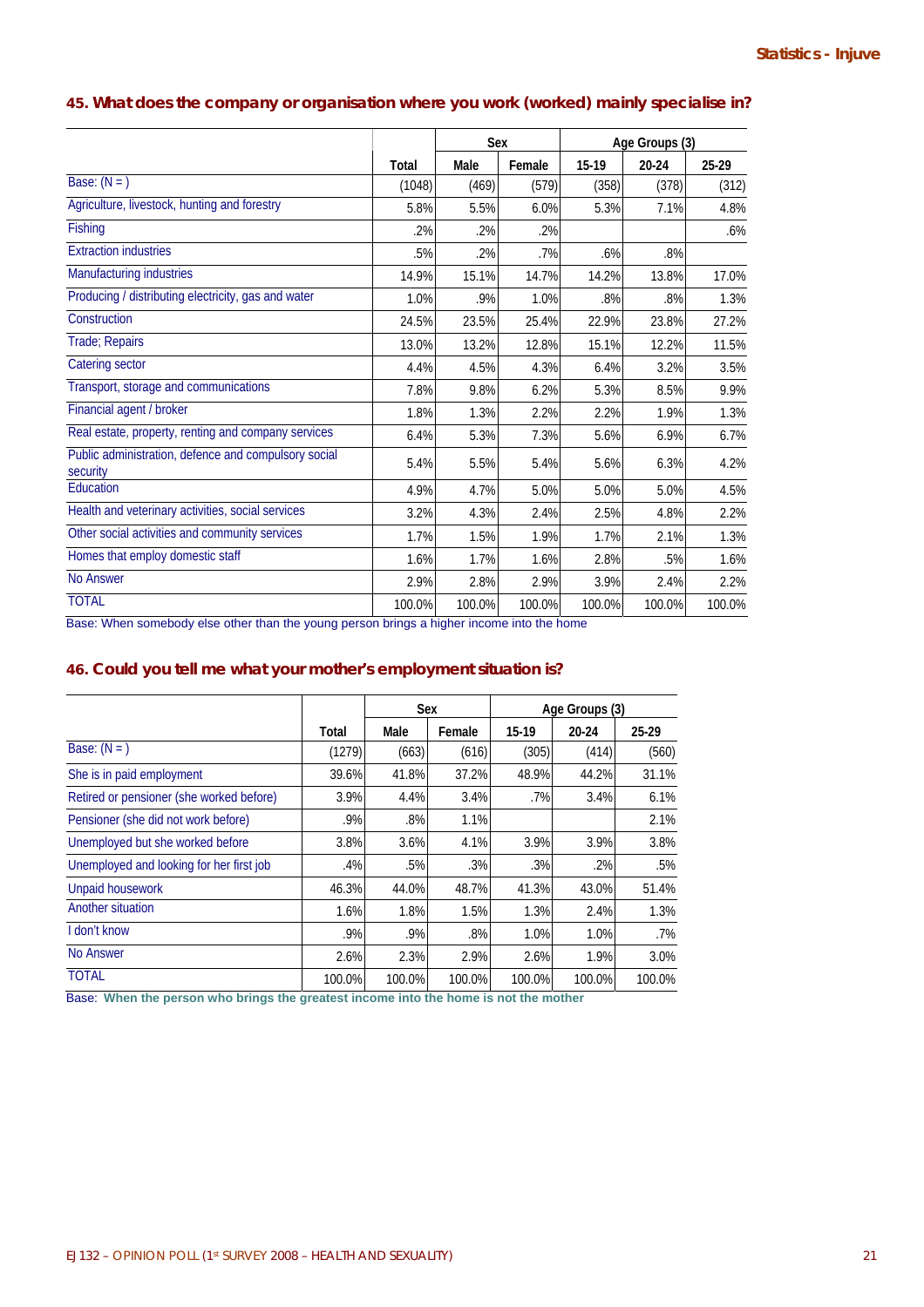## 45. What does the company or organisation where you work (worked) mainly specialise in?

| | Total | Sex | | Age Groups (3) | | |
|---|---|---|---|---|---|---|
| | | Male | Female | 15-19 | 20-24 | 25-29 |
| Base: (N = ) | (1048) | (469) | (579) | (358) | (378) | (312) |
| Agriculture, livestock, hunting and forestry | 5.8% | 5.5% | 6.0% | 5.3% | 7.1% | 4.8% |
| Fishing | .2% | .2% | .2% | | | .6% |
| Extraction industries | .5% | .2% | .7% | .6% | .8% | |
| Manufacturing industries | 14.9% | 15.1% | 14.7% | 14.2% | 13.8% | 17.0% |
| Producing / distributing electricity, gas and water | 1.0% | .9% | 1.0% | .8% | .8% | 1.3% |
| Construction | 24.5% | 23.5% | 25.4% | 22.9% | 23.8% | 27.2% |
| Trade; Repairs | 13.0% | 13.2% | 12.8% | 15.1% | 12.2% | 11.5% |
| Catering sector | 4.4% | 4.5% | 4.3% | 6.4% | 3.2% | 3.5% |
| Transport, storage and communications | 7.8% | 9.8% | 6.2% | 5.3% | 8.5% | 9.9% |
| Financial agent / broker | 1.8% | 1.3% | 2.2% | 2.2% | 1.9% | 1.3% |
| Real estate, property, renting and company services | 6.4% | 5.3% | 7.3% | 5.6% | 6.9% | 6.7% |
| Public administration, defence and compulsory social security | 5.4% | 5.5% | 5.4% | 5.6% | 6.3% | 4.2% |
| Education | 4.9% | 4.7% | 5.0% | 5.0% | 5.0% | 4.5% |
| Health and veterinary activities, social services | 3.2% | 4.3% | 2.4% | 2.5% | 4.8% | 2.2% |
| Other social activities and community services | 1.7% | 1.5% | 1.9% | 1.7% | 2.1% | 1.3% |
| Homes that employ domestic staff | 1.6% | 1.7% | 1.6% | 2.8% | .5% | 1.6% |
| No Answer | 2.9% | 2.8% | 2.9% | 3.9% | 2.4% | 2.2% |
| TOTAL | 100.0% | 100.0% | 100.0% | 100.0% | 100.0% | 100.0% |

Base: When somebody else other than the young person brings a higher income into the home

## 46. Could you tell me what your mother's employment situation is?

| | Total | Sex | | Age Groups (3) | | |
|---|---|---|---|---|---|---|
| | | Male | Female | 15-19 | 20-24 | 25-29 |
| Base: (N = ) | (1279) | (663) | (616) | (305) | (414) | (560) |
| She is in paid employment | 39.6% | 41.8% | 37.2% | 48.9% | 44.2% | 31.1% |
| Retired or pensioner (she worked before) | 3.9% | 4.4% | 3.4% | .7% | 3.4% | 6.1% |
| Pensioner (she did not work before) | .9% | .8% | 1.1% | | | 2.1% |
| Unemployed but she worked before | 3.8% | 3.6% | 4.1% | 3.9% | 3.9% | 3.8% |
| Unemployed and looking for her first job | .4% | .5% | .3% | .3% | .2% | .5% |
| Unpaid housework | 46.3% | 44.0% | 48.7% | 41.3% | 43.0% | 51.4% |
| Another situation | 1.6% | 1.8% | 1.5% | 1.3% | 2.4% | 1.3% |
| I don't know | .9% | .9% | .8% | 1.0% | 1.0% | .7% |
| No Answer | 2.6% | 2.3% | 2.9% | 2.6% | 1.9% | 3.0% |
| TOTAL | 100.0% | 100.0% | 100.0% | 100.0% | 100.0% | 100.0% |

Base: When the person who brings the greatest income into the home is not the mother